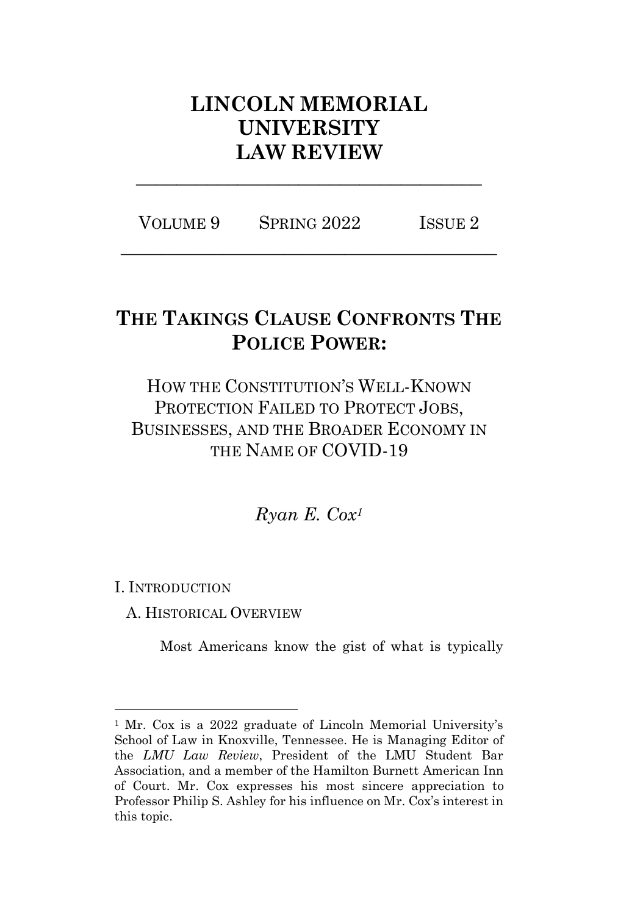# LINCOLN MEMORIAL UNIVERSITY LAW REVIEW

---

VOLUME 9 SPRING 2022 ISSUE 2

---

## THE TAKINGS CLAUSE CONFRONTS THE POLICE POWER:

### HOW THE CONSTITUTION'S WELL-KNOWN PROTECTION FAILED TO PROTECT JOBS, BUSINESSES, AND THE BROADER ECONOMY IN THE NAME OF COVID-19

*Ryan E. Cox*[1]

## I. INTRODUCTION

### A. HISTORICAL OVERVIEW

Most Americans know the gist of what is typically

---

[1] Mr. Cox is a 2022 graduate of Lincoln Memorial University's School of Law in Knoxville, Tennessee. He is Managing Editor of the *LMU Law Review*, President of the LMU Student Bar Association, and a member of the Hamilton Burnett American Inn of Court. Mr. Cox expresses his most sincere appreciation to Professor Philip S. Ashley for his influence on Mr. Cox's interest in this topic.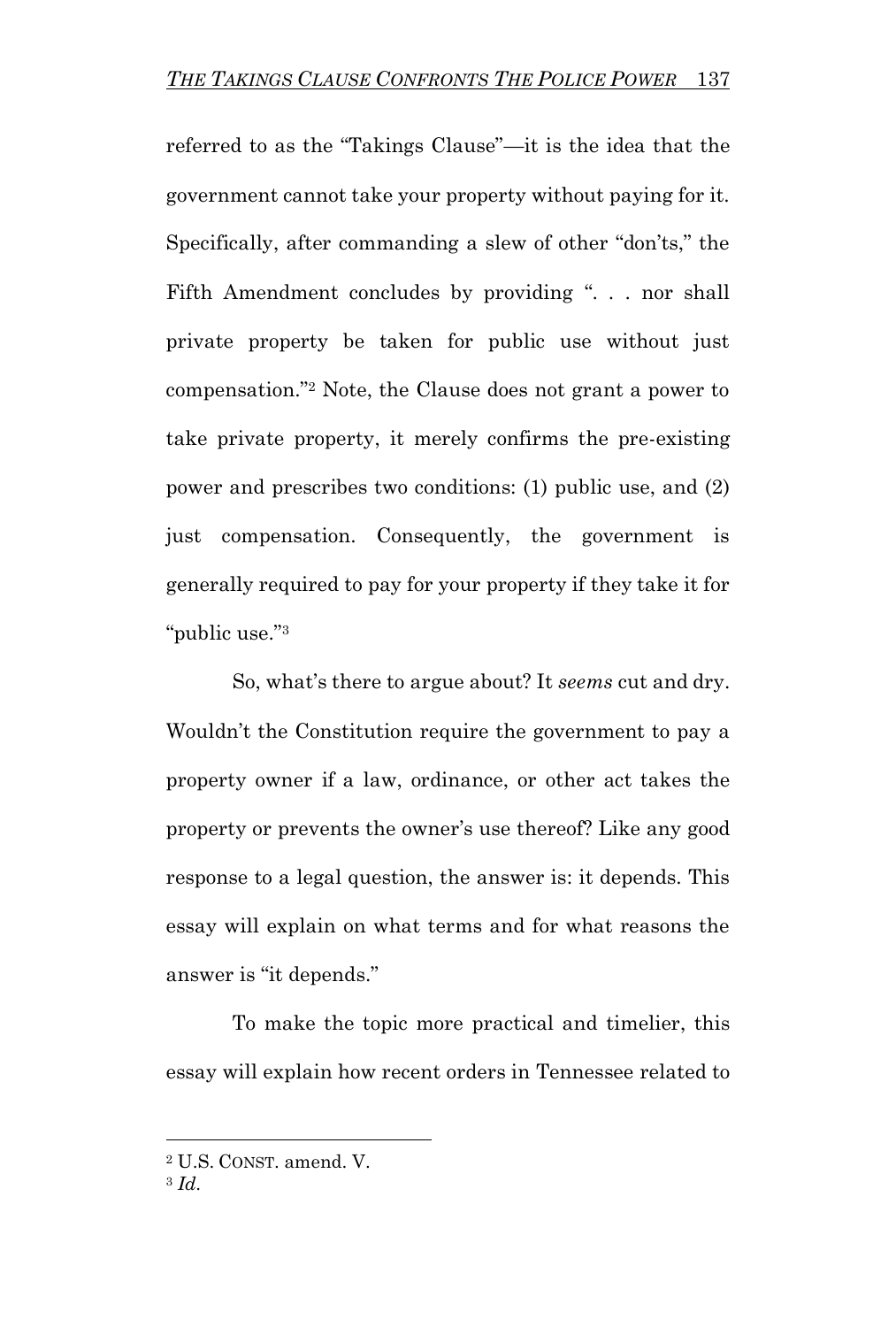referred to as the "Takings Clause"—it is the idea that the government cannot take your property without paying for it. Specifically, after commanding a slew of other "don'ts," the Fifth Amendment concludes by providing ". . . nor shall private property be taken for public use without just compensation."[2] Note, the Clause does not grant a power to take private property, it merely confirms the pre-existing power and prescribes two conditions: (1) public use, and (2) just compensation. Consequently, the government is generally required to pay for your property if they take it for "public use."[3]

So, what's there to argue about? It *seems* cut and dry. Wouldn't the Constitution require the government to pay a property owner if a law, ordinance, or other act takes the property or prevents the owner's use thereof? Like any good response to a legal question, the answer is: it depends. This essay will explain on what terms and for what reasons the answer is "it depends."

To make the topic more practical and timelier, this essay will explain how recent orders in Tennessee related to

---

[2] U.S. CONST. amend. V.

[3] *Id.*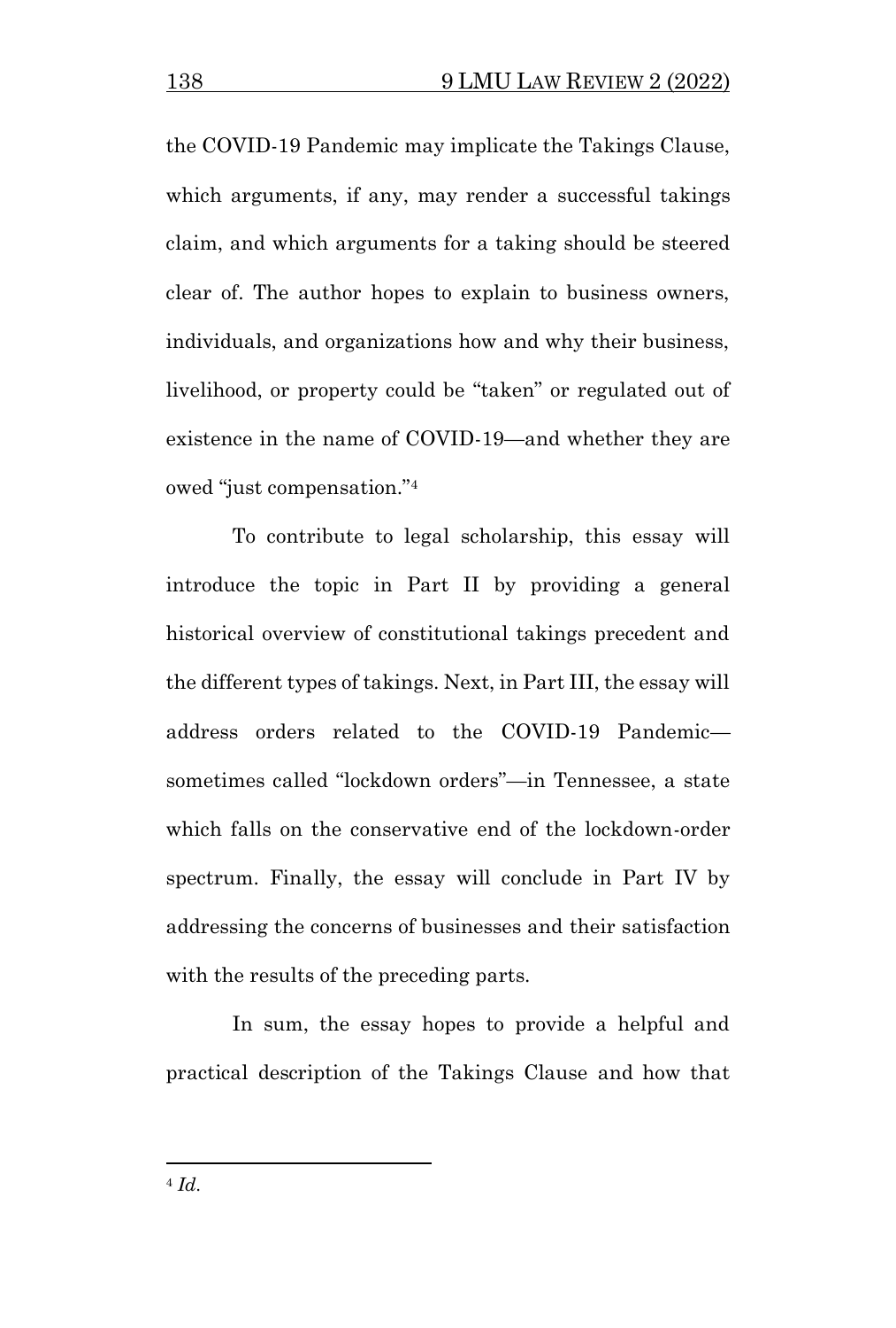the COVID-19 Pandemic may implicate the Takings Clause, which arguments, if any, may render a successful takings claim, and which arguments for a taking should be steered clear of. The author hopes to explain to business owners, individuals, and organizations how and why their business, livelihood, or property could be "taken" or regulated out of existence in the name of COVID-19—and whether they are owed "just compensation."[4]

To contribute to legal scholarship, this essay will introduce the topic in Part II by providing a general historical overview of constitutional takings precedent and the different types of takings. Next, in Part III, the essay will address orders related to the COVID-19 Pandemic—sometimes called "lockdown orders"—in Tennessee, a state which falls on the conservative end of the lockdown-order spectrum. Finally, the essay will conclude in Part IV by addressing the concerns of businesses and their satisfaction with the results of the preceding parts.

In sum, the essay hopes to provide a helpful and practical description of the Takings Clause and how that

---

[4] *Id.*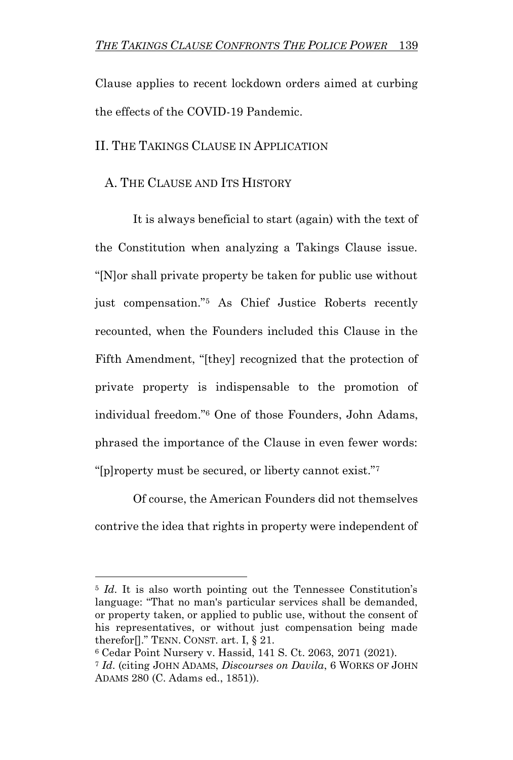Clause applies to recent lockdown orders aimed at curbing the effects of the COVID-19 Pandemic.

## II. THE TAKINGS CLAUSE IN APPLICATION

### A. THE CLAUSE AND ITS HISTORY

It is always beneficial to start (again) with the text of the Constitution when analyzing a Takings Clause issue. "[N]or shall private property be taken for public use without just compensation."[5] As Chief Justice Roberts recently recounted, when the Founders included this Clause in the Fifth Amendment, "[they] recognized that the protection of private property is indispensable to the promotion of individual freedom."[6] One of those Founders, John Adams, phrased the importance of the Clause in even fewer words: "[p]roperty must be secured, or liberty cannot exist."[7]

Of course, the American Founders did not themselves contrive the idea that rights in property were independent of

---

[5] *Id.* It is also worth pointing out the Tennessee Constitution's language: "That no man's particular services shall be demanded, or property taken, or applied to public use, without the consent of his representatives, or without just compensation being made therefor[]." TENN. CONST. art. I, § 21.

[6] Cedar Point Nursery v. Hassid, 141 S. Ct. 2063, 2071 (2021).

[7] *Id.* (citing JOHN ADAMS, *Discourses on Davila*, 6 WORKS OF JOHN ADAMS 280 (C. Adams ed., 1851)).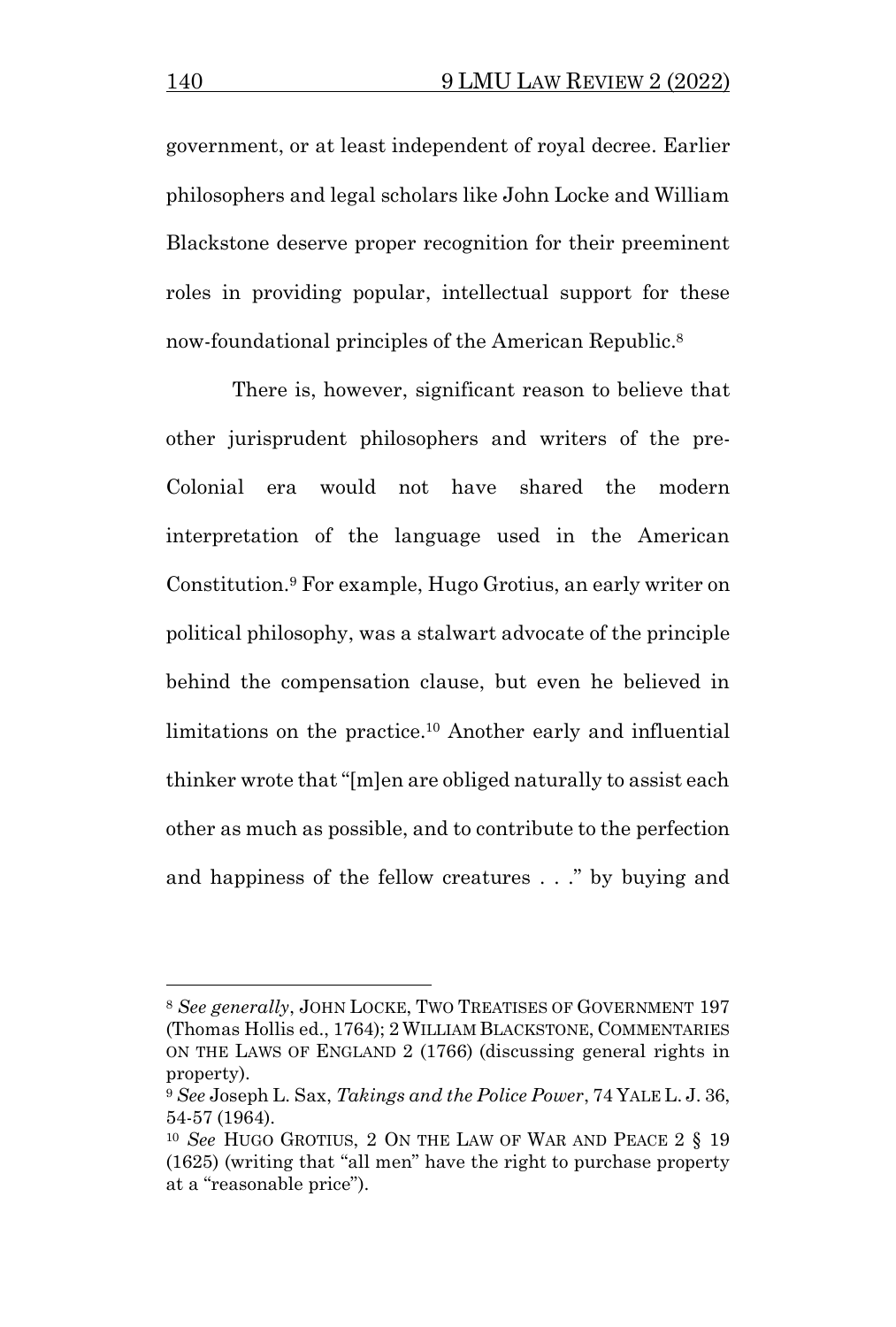government, or at least independent of royal decree. Earlier philosophers and legal scholars like John Locke and William Blackstone deserve proper recognition for their preeminent roles in providing popular, intellectual support for these now-foundational principles of the American Republic.[8]

There is, however, significant reason to believe that other jurisprudent philosophers and writers of the pre-Colonial era would not have shared the modern interpretation of the language used in the American Constitution.[9] For example, Hugo Grotius, an early writer on political philosophy, was a stalwart advocate of the principle behind the compensation clause, but even he believed in limitations on the practice.[10] Another early and influential thinker wrote that "[m]en are obliged naturally to assist each other as much as possible, and to contribute to the perfection and happiness of the fellow creatures . . ." by buying and

---

[8] *See generally*, JOHN LOCKE, TWO TREATISES OF GOVERNMENT 197 (Thomas Hollis ed., 1764); 2 WILLIAM BLACKSTONE, COMMENTARIES ON THE LAWS OF ENGLAND 2 (1766) (discussing general rights in property).

[9] *See* Joseph L. Sax, *Takings and the Police Power*, 74 YALE L. J. 36, 54-57 (1964).

[10] *See* HUGO GROTIUS, 2 ON THE LAW OF WAR AND PEACE 2 § 19 (1625) (writing that "all men" have the right to purchase property at a "reasonable price").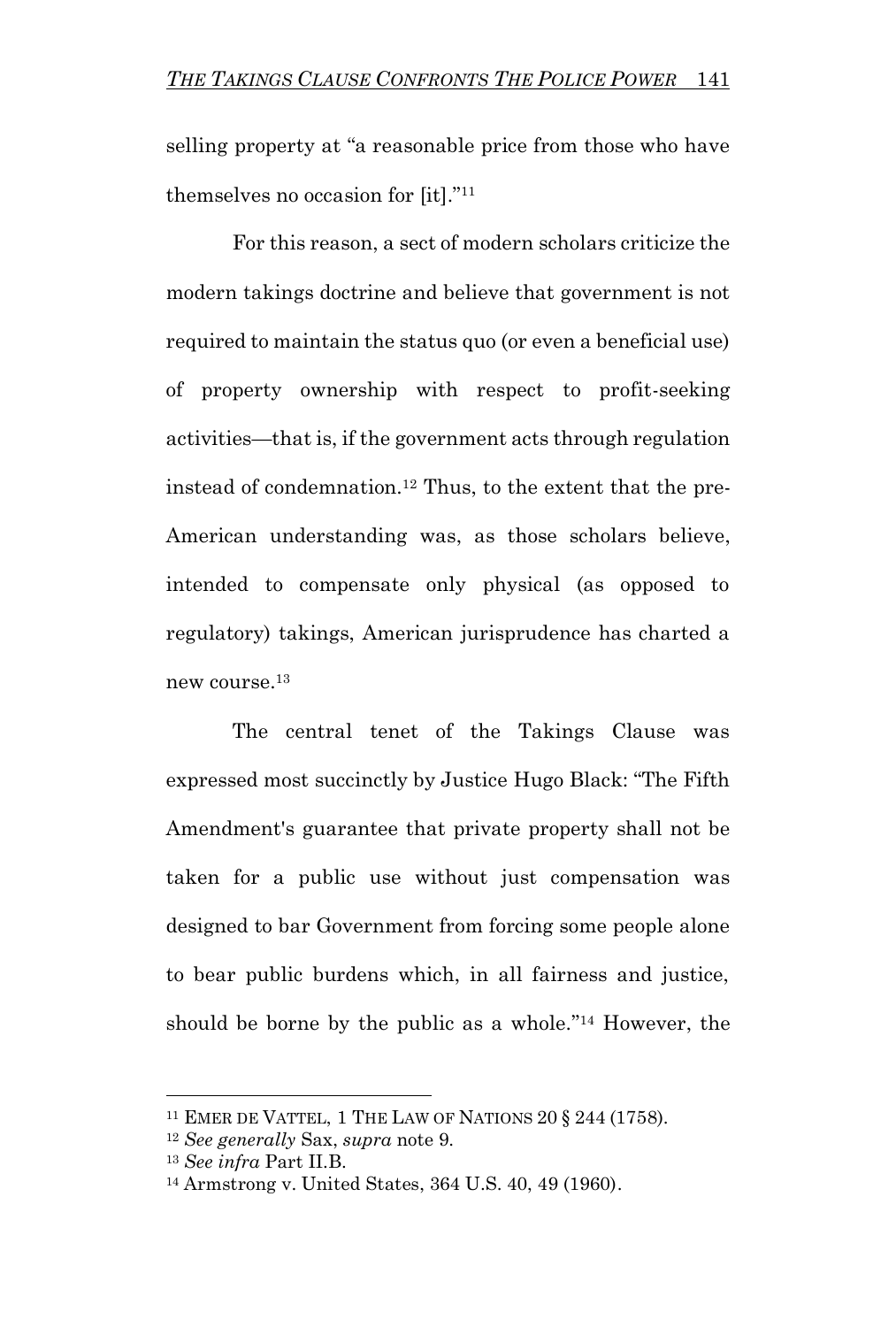selling property at "a reasonable price from those who have themselves no occasion for [it]."[11]

For this reason, a sect of modern scholars criticize the modern takings doctrine and believe that government is not required to maintain the status quo (or even a beneficial use) of property ownership with respect to profit-seeking activities—that is, if the government acts through regulation instead of condemnation.[12] Thus, to the extent that the pre-American understanding was, as those scholars believe, intended to compensate only physical (as opposed to regulatory) takings, American jurisprudence has charted a new course.[13]

The central tenet of the Takings Clause was expressed most succinctly by Justice Hugo Black: "The Fifth Amendment's guarantee that private property shall not be taken for a public use without just compensation was designed to bar Government from forcing some people alone to bear public burdens which, in all fairness and justice, should be borne by the public as a whole."[14] However, the

---

[11] EMER DE VATTEL, 1 THE LAW OF NATIONS 20 § 244 (1758).

[12] *See generally* Sax, *supra* note 9.

[13] *See infra* Part II.B.

[14] Armstrong v. United States, 364 U.S. 40, 49 (1960).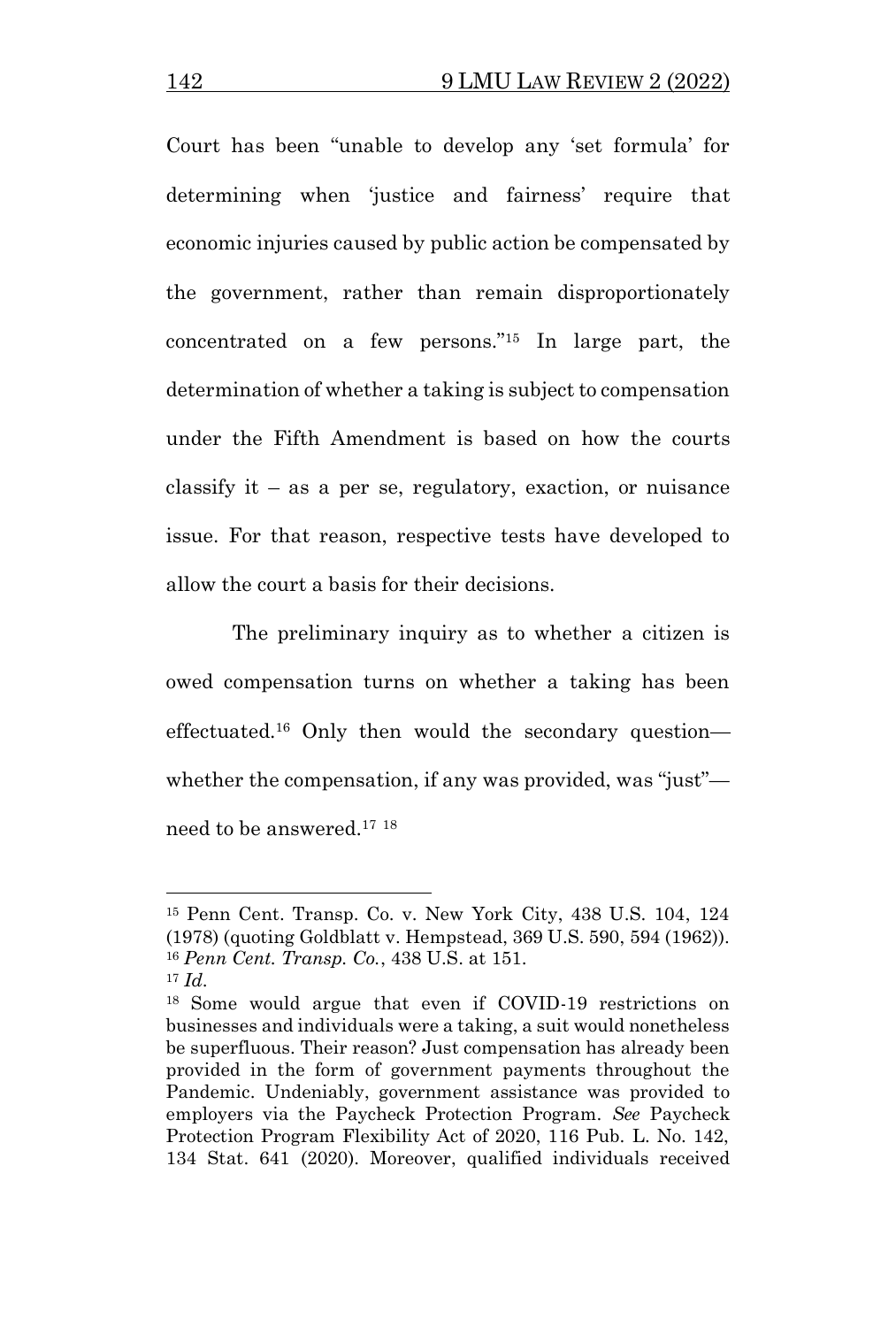Court has been "unable to develop any 'set formula' for determining when 'justice and fairness' require that economic injuries caused by public action be compensated by the government, rather than remain disproportionately concentrated on a few persons."[15] In large part, the determination of whether a taking is subject to compensation under the Fifth Amendment is based on how the courts classify it – as a per se, regulatory, exaction, or nuisance issue. For that reason, respective tests have developed to allow the court a basis for their decisions.

The preliminary inquiry as to whether a citizen is owed compensation turns on whether a taking has been effectuated.[16] Only then would the secondary question—whether the compensation, if any was provided, was "just"—need to be answered.[17] [18]

---

[15] Penn Cent. Transp. Co. v. New York City, 438 U.S. 104, 124 (1978) (quoting Goldblatt v. Hempstead, 369 U.S. 590, 594 (1962)).
[16] *Penn Cent. Transp. Co.*, 438 U.S. at 151.
[17] *Id*.
[18] Some would argue that even if COVID-19 restrictions on businesses and individuals were a taking, a suit would nonetheless be superfluous. Their reason? Just compensation has already been provided in the form of government payments throughout the Pandemic. Undeniably, government assistance was provided to employers via the Paycheck Protection Program. *See* Paycheck Protection Program Flexibility Act of 2020, 116 Pub. L. No. 142, 134 Stat. 641 (2020). Moreover, qualified individuals received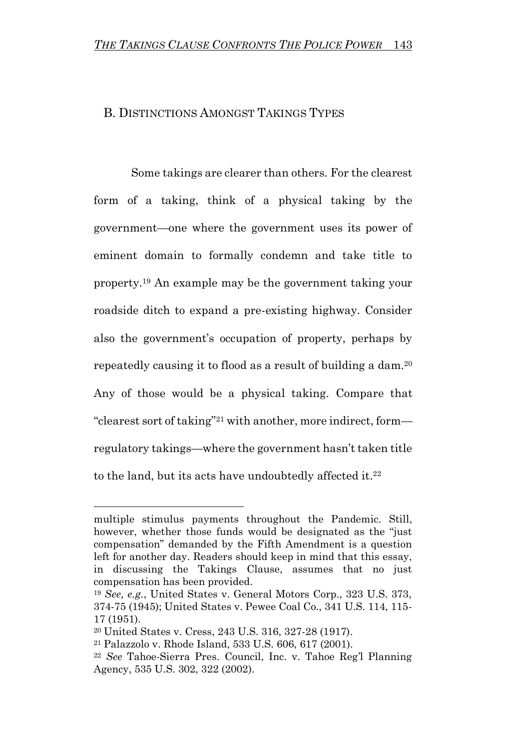## B. DISTINCTIONS AMONGST TAKINGS TYPES

Some takings are clearer than others. For the clearest form of a taking, think of a physical taking by the government—one where the government uses its power of eminent domain to formally condemn and take title to property.[19] An example may be the government taking your roadside ditch to expand a pre-existing highway. Consider also the government's occupation of property, perhaps by repeatedly causing it to flood as a result of building a dam.[20] Any of those would be a physical taking. Compare that "clearest sort of taking"[21] with another, more indirect, form—regulatory takings—where the government hasn't taken title to the land, but its acts have undoubtedly affected it.[22]

---

multiple stimulus payments throughout the Pandemic. Still, however, whether those funds would be designated as the "just compensation" demanded by the Fifth Amendment is a question left for another day. Readers should keep in mind that this essay, in discussing the Takings Clause, assumes that no just compensation has been provided.

[19] *See, e.g.*, United States v. General Motors Corp., 323 U.S. 373, 374-75 (1945); United States v. Pewee Coal Co., 341 U.S. 114, 115-17 (1951).

[20] United States v. Cress, 243 U.S. 316, 327-28 (1917).

[21] Palazzolo v. Rhode Island, 533 U.S. 606, 617 (2001).

[22] *See* Tahoe-Sierra Pres. Council, Inc. v. Tahoe Reg'l Planning Agency, 535 U.S. 302, 322 (2002).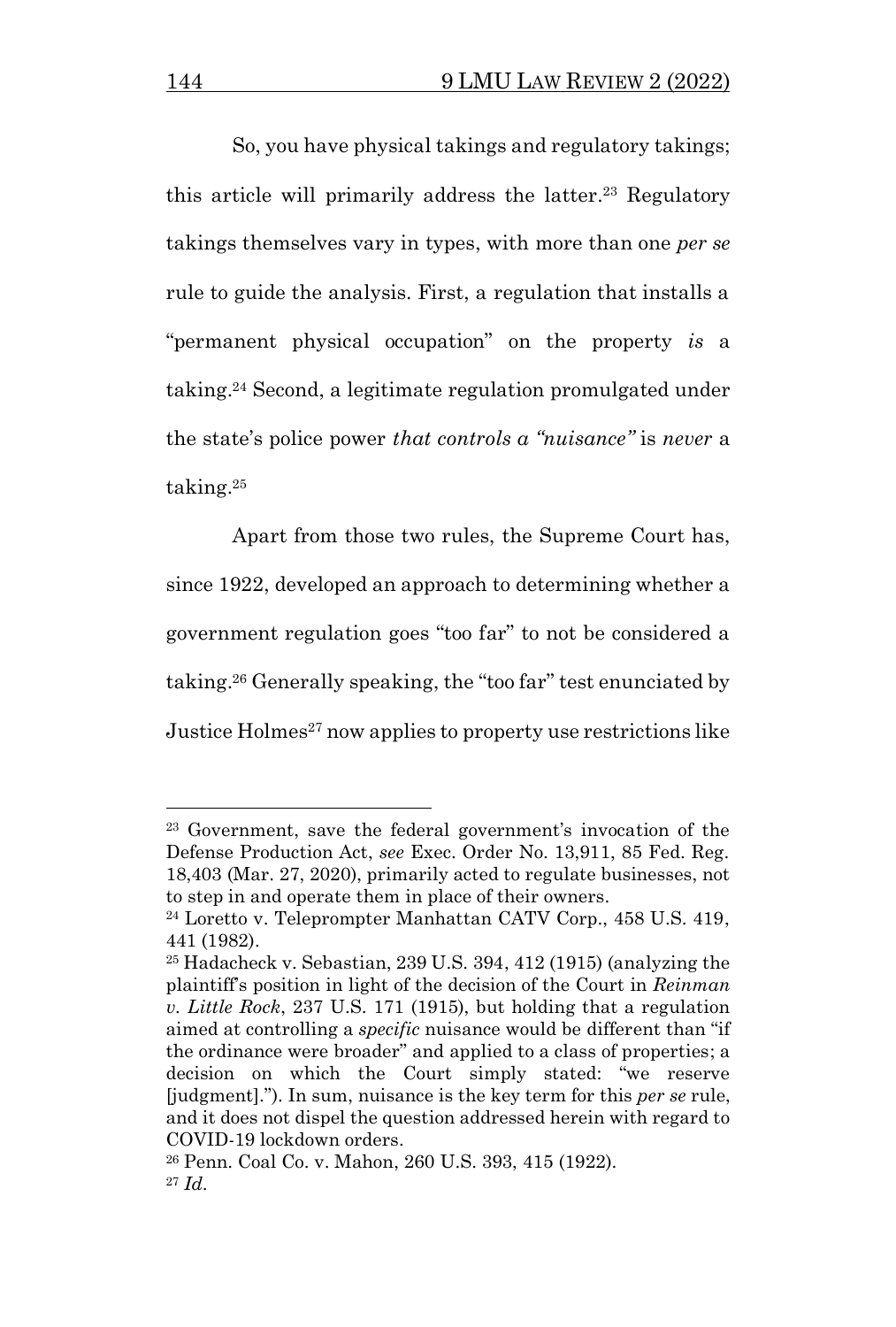So, you have physical takings and regulatory takings; this article will primarily address the latter.[23] Regulatory takings themselves vary in types, with more than one *per se* rule to guide the analysis. First, a regulation that installs a "permanent physical occupation" on the property *is* a taking.[24] Second, a legitimate regulation promulgated under the state's police power *that controls a "nuisance"* is *never* a taking.[25]

Apart from those two rules, the Supreme Court has, since 1922, developed an approach to determining whether a government regulation goes "too far" to not be considered a taking.[26] Generally speaking, the "too far" test enunciated by Justice Holmes[27] now applies to property use restrictions like

---

[23] Government, save the federal government's invocation of the Defense Production Act, *see* Exec. Order No. 13,911, 85 Fed. Reg. 18,403 (Mar. 27, 2020), primarily acted to regulate businesses, not to step in and operate them in place of their owners.

[24] Loretto v. Teleprompter Manhattan CATV Corp., 458 U.S. 419, 441 (1982).

[25] Hadacheck v. Sebastian, 239 U.S. 394, 412 (1915) (analyzing the plaintiff's position in light of the decision of the Court in *Reinman v. Little Rock*, 237 U.S. 171 (1915), but holding that a regulation aimed at controlling a *specific* nuisance would be different than "if the ordinance were broader" and applied to a class of properties; a decision on which the Court simply stated: "we reserve [judgment]."). In sum, nuisance is the key term for this *per se* rule, and it does not dispel the question addressed herein with regard to COVID-19 lockdown orders.

[26] Penn. Coal Co. v. Mahon, 260 U.S. 393, 415 (1922).

[27] *Id.*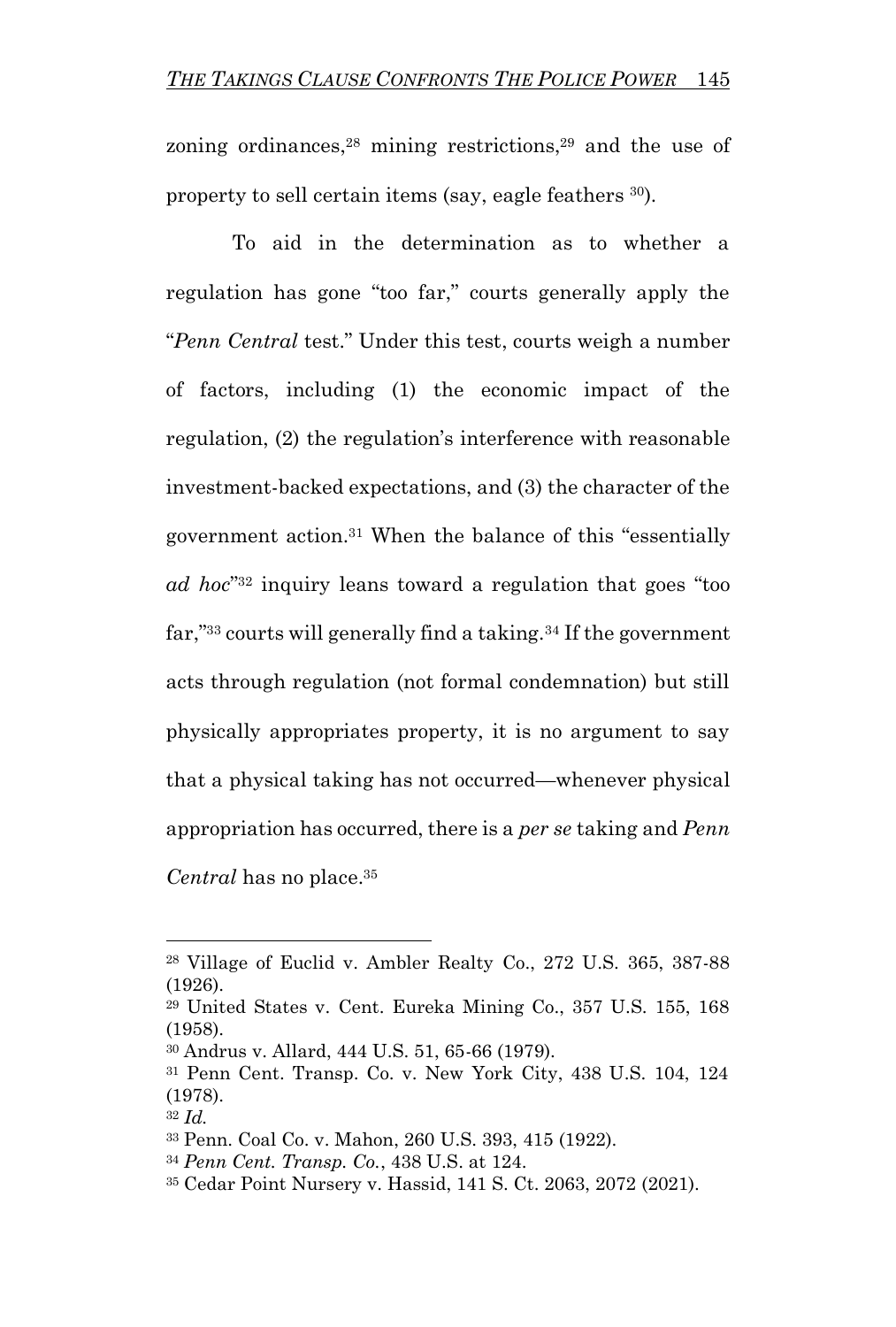zoning ordinances,[28] mining restrictions,[29] and the use of property to sell certain items (say, eagle feathers [30]).

To aid in the determination as to whether a regulation has gone "too far," courts generally apply the "*Penn Central* test." Under this test, courts weigh a number of factors, including (1) the economic impact of the regulation, (2) the regulation's interference with reasonable investment-backed expectations, and (3) the character of the government action.[31] When the balance of this "essentially *ad hoc*"[32] inquiry leans toward a regulation that goes "too far,"[33] courts will generally find a taking.[34] If the government acts through regulation (not formal condemnation) but still physically appropriates property, it is no argument to say that a physical taking has not occurred—whenever physical appropriation has occurred, there is a *per se* taking and *Penn Central* has no place.[35]

---

[28] Village of Euclid v. Ambler Realty Co., 272 U.S. 365, 387-88 (1926).

[29] United States v. Cent. Eureka Mining Co., 357 U.S. 155, 168 (1958).

[30] Andrus v. Allard, 444 U.S. 51, 65-66 (1979).

[31] Penn Cent. Transp. Co. v. New York City, 438 U.S. 104, 124 (1978).

[32] *Id.*

[33] Penn. Coal Co. v. Mahon, 260 U.S. 393, 415 (1922).

[34] *Penn Cent. Transp. Co.*, 438 U.S. at 124.

[35] Cedar Point Nursery v. Hassid, 141 S. Ct. 2063, 2072 (2021).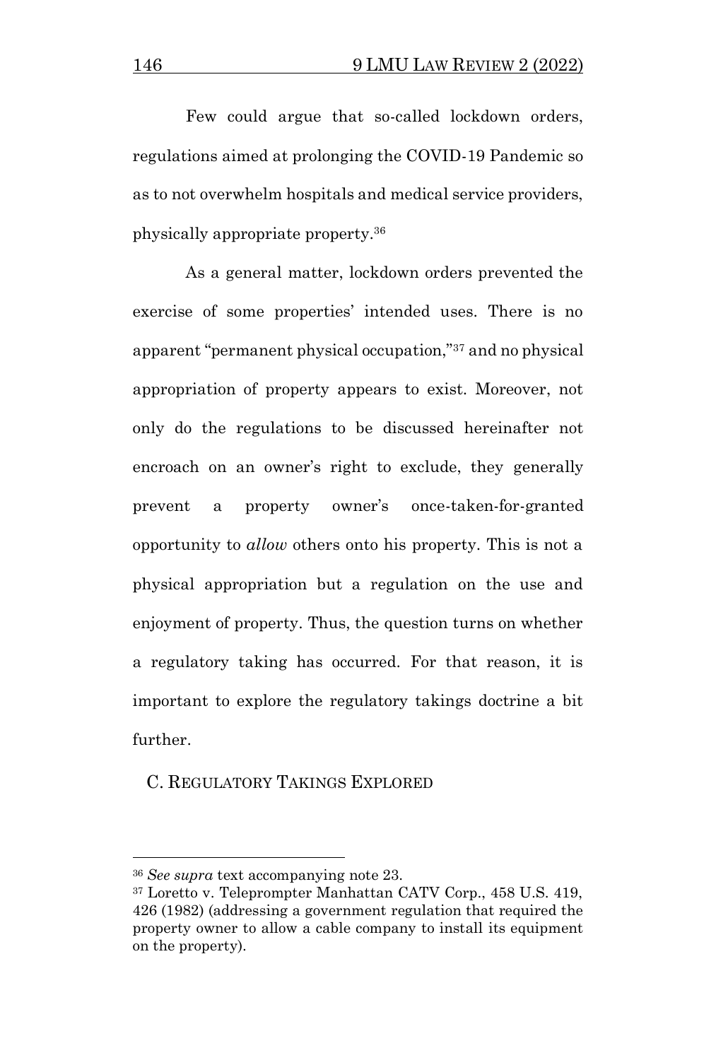Few could argue that so-called lockdown orders, regulations aimed at prolonging the COVID-19 Pandemic so as to not overwhelm hospitals and medical service providers, physically appropriate property.[36]

As a general matter, lockdown orders prevented the exercise of some properties' intended uses. There is no apparent "permanent physical occupation,"[37] and no physical appropriation of property appears to exist. Moreover, not only do the regulations to be discussed hereinafter not encroach on an owner's right to exclude, they generally prevent a property owner's once-taken-for-granted opportunity to *allow* others onto his property. This is not a physical appropriation but a regulation on the use and enjoyment of property. Thus, the question turns on whether a regulatory taking has occurred. For that reason, it is important to explore the regulatory takings doctrine a bit further.

### C. REGULATORY TAKINGS EXPLORED

---

[36] *See supra* text accompanying note 23.

[37] Loretto v. Teleprompter Manhattan CATV Corp., 458 U.S. 419, 426 (1982) (addressing a government regulation that required the property owner to allow a cable company to install its equipment on the property).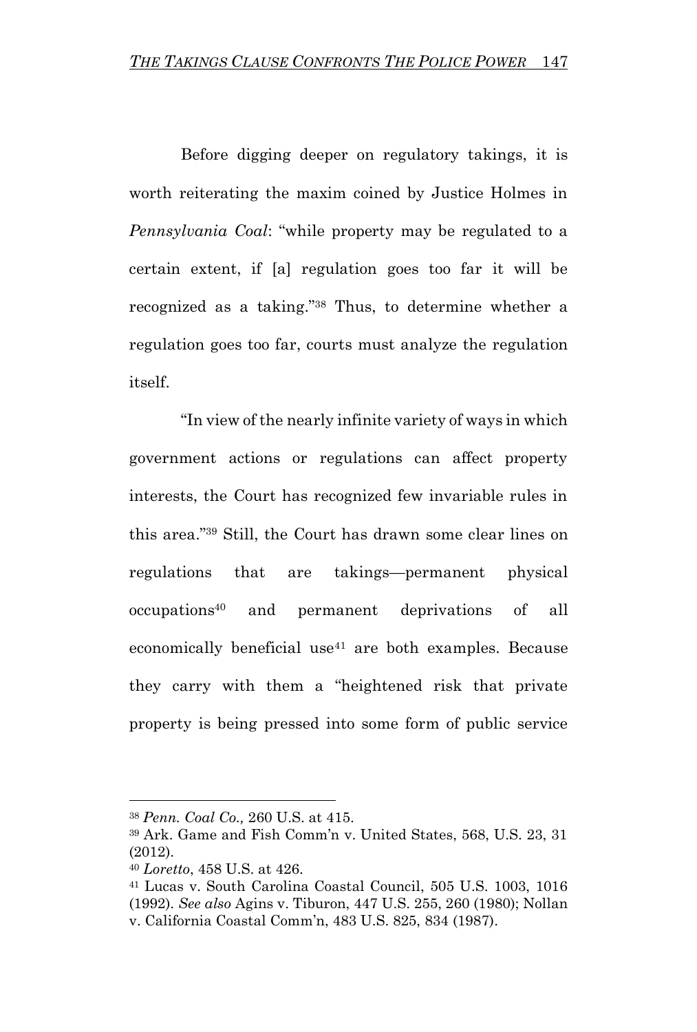Before digging deeper on regulatory takings, it is worth reiterating the maxim coined by Justice Holmes in *Pennsylvania Coal*: "while property may be regulated to a certain extent, if [a] regulation goes too far it will be recognized as a taking."[38] Thus, to determine whether a regulation goes too far, courts must analyze the regulation itself.

"In view of the nearly infinite variety of ways in which government actions or regulations can affect property interests, the Court has recognized few invariable rules in this area."[39] Still, the Court has drawn some clear lines on regulations that are takings—permanent physical occupations[40] and permanent deprivations of all economically beneficial use[41] are both examples. Because they carry with them a "heightened risk that private property is being pressed into some form of public service

---

[38] *Penn. Coal Co.,* 260 U.S. at 415.

[39] Ark. Game and Fish Comm'n v. United States, 568, U.S. 23, 31 (2012).

[40] *Loretto*, 458 U.S. at 426.

[41] Lucas v. South Carolina Coastal Council, 505 U.S. 1003, 1016 (1992). *See also* Agins v. Tiburon, 447 U.S. 255, 260 (1980); Nollan v. California Coastal Comm'n, 483 U.S. 825, 834 (1987).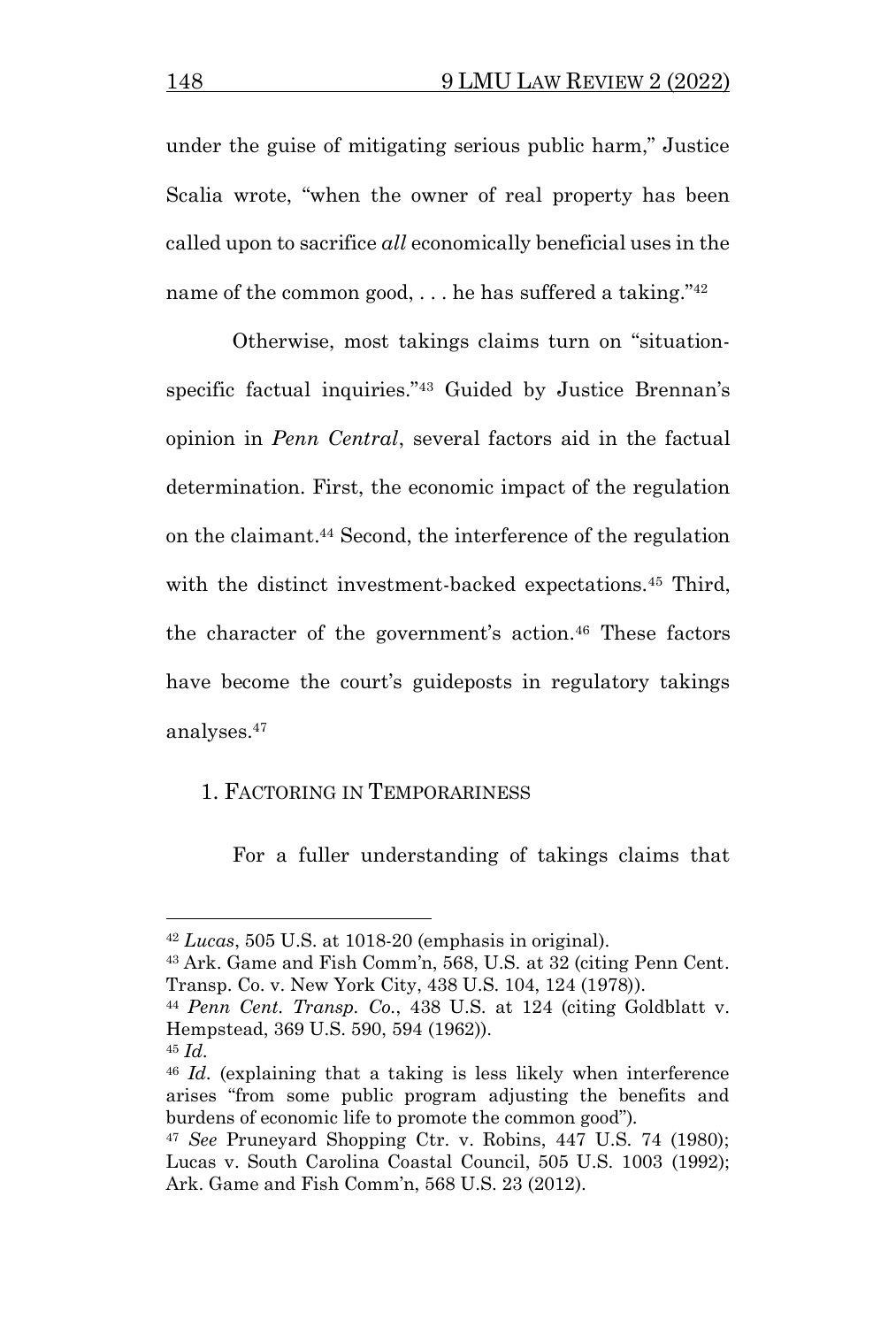under the guise of mitigating serious public harm," Justice Scalia wrote, "when the owner of real property has been called upon to sacrifice *all* economically beneficial uses in the name of the common good, . . . he has suffered a taking."[42]

Otherwise, most takings claims turn on "situation-specific factual inquiries."[43] Guided by Justice Brennan's opinion in *Penn Central*, several factors aid in the factual determination. First, the economic impact of the regulation on the claimant.[44] Second, the interference of the regulation with the distinct investment-backed expectations.[45] Third, the character of the government's action.[46] These factors have become the court's guideposts in regulatory takings analyses.[47]

### 1. Factoring in Temporariness

For a fuller understanding of takings claims that

---

[42] *Lucas*, 505 U.S. at 1018-20 (emphasis in original).

[43] Ark. Game and Fish Comm'n, 568, U.S. at 32 (citing Penn Cent. Transp. Co. v. New York City, 438 U.S. 104, 124 (1978)).

[44] *Penn Cent. Transp. Co.*, 438 U.S. at 124 (citing Goldblatt v. Hempstead, 369 U.S. 590, 594 (1962)).

[45] *Id.*

[46] *Id.* (explaining that a taking is less likely when interference arises "from some public program adjusting the benefits and burdens of economic life to promote the common good").

[47] *See* Pruneyard Shopping Ctr. v. Robins, 447 U.S. 74 (1980); Lucas v. South Carolina Coastal Council, 505 U.S. 1003 (1992); Ark. Game and Fish Comm'n, 568 U.S. 23 (2012).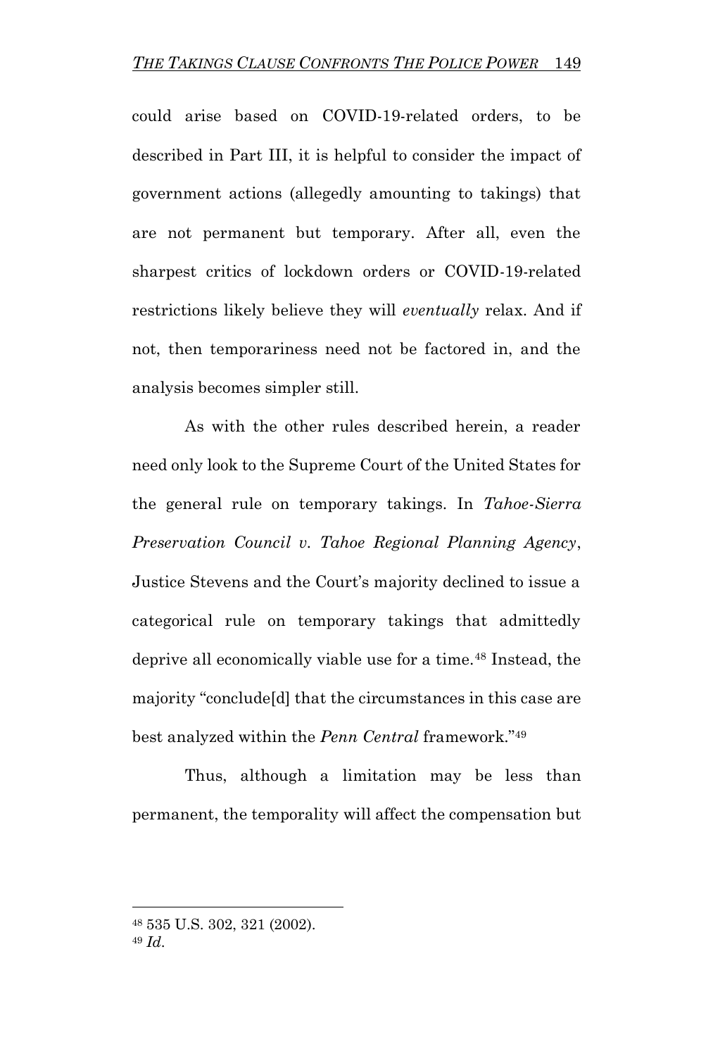could arise based on COVID-19-related orders, to be described in Part III, it is helpful to consider the impact of government actions (allegedly amounting to takings) that are not permanent but temporary. After all, even the sharpest critics of lockdown orders or COVID-19-related restrictions likely believe they will *eventually* relax. And if not, then temporariness need not be factored in, and the analysis becomes simpler still.

As with the other rules described herein, a reader need only look to the Supreme Court of the United States for the general rule on temporary takings. In *Tahoe-Sierra Preservation Council v. Tahoe Regional Planning Agency*, Justice Stevens and the Court's majority declined to issue a categorical rule on temporary takings that admittedly deprive all economically viable use for a time.[48] Instead, the majority "conclude[d] that the circumstances in this case are best analyzed within the *Penn Central* framework."[49]

Thus, although a limitation may be less than permanent, the temporality will affect the compensation but

---

[48] 535 U.S. 302, 321 (2002).

[49] *Id.*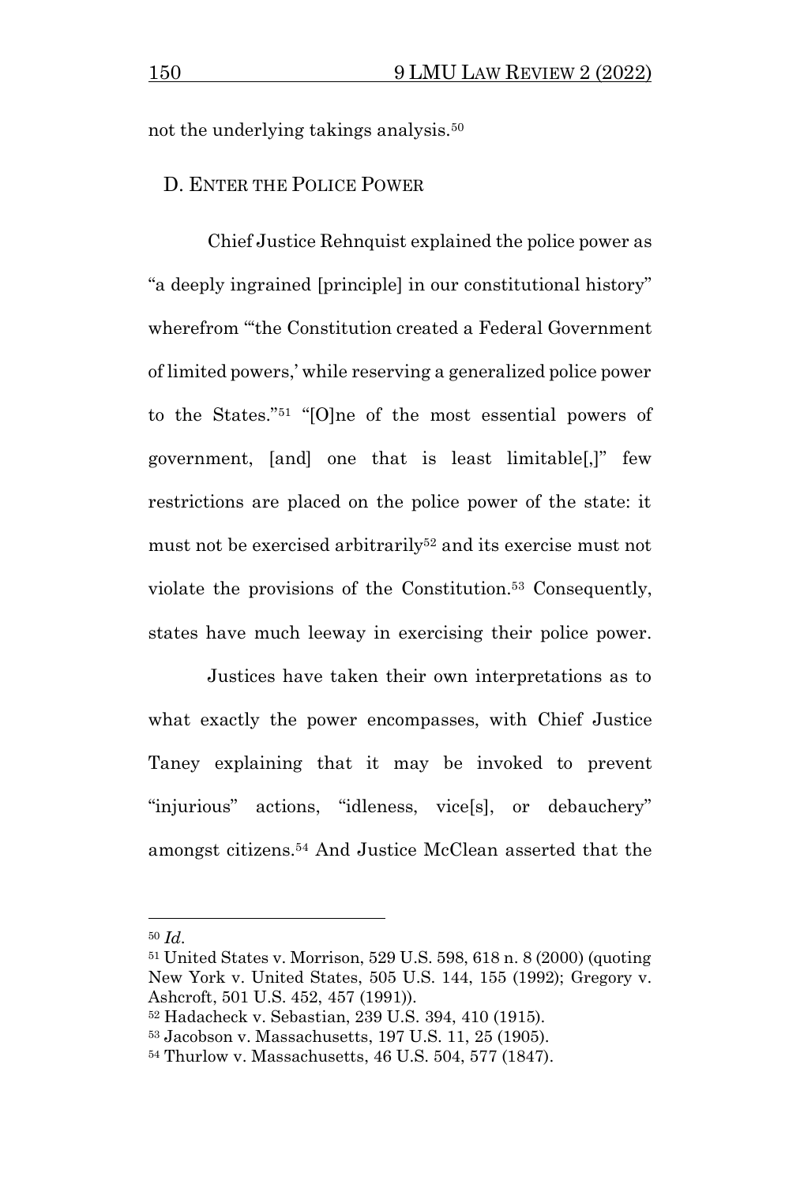not the underlying takings analysis.[50]

### D. Enter the Police Power

Chief Justice Rehnquist explained the police power as "a deeply ingrained [principle] in our constitutional history" wherefrom "'the Constitution created a Federal Government of limited powers,' while reserving a generalized police power to the States."[51] "[O]ne of the most essential powers of government, [and] one that is least limitable[,]" few restrictions are placed on the police power of the state: it must not be exercised arbitrarily[52] and its exercise must not violate the provisions of the Constitution.[53] Consequently, states have much leeway in exercising their police power.

Justices have taken their own interpretations as to what exactly the power encompasses, with Chief Justice Taney explaining that it may be invoked to prevent "injurious" actions, "idleness, vice[s], or debauchery" amongst citizens.[54] And Justice McClean asserted that the

---

[50] *Id.*

[51] United States v. Morrison, 529 U.S. 598, 618 n. 8 (2000) (quoting New York v. United States, 505 U.S. 144, 155 (1992); Gregory v. Ashcroft, 501 U.S. 452, 457 (1991)).

[52] Hadacheck v. Sebastian, 239 U.S. 394, 410 (1915).

[53] Jacobson v. Massachusetts, 197 U.S. 11, 25 (1905).

[54] Thurlow v. Massachusetts, 46 U.S. 504, 577 (1847).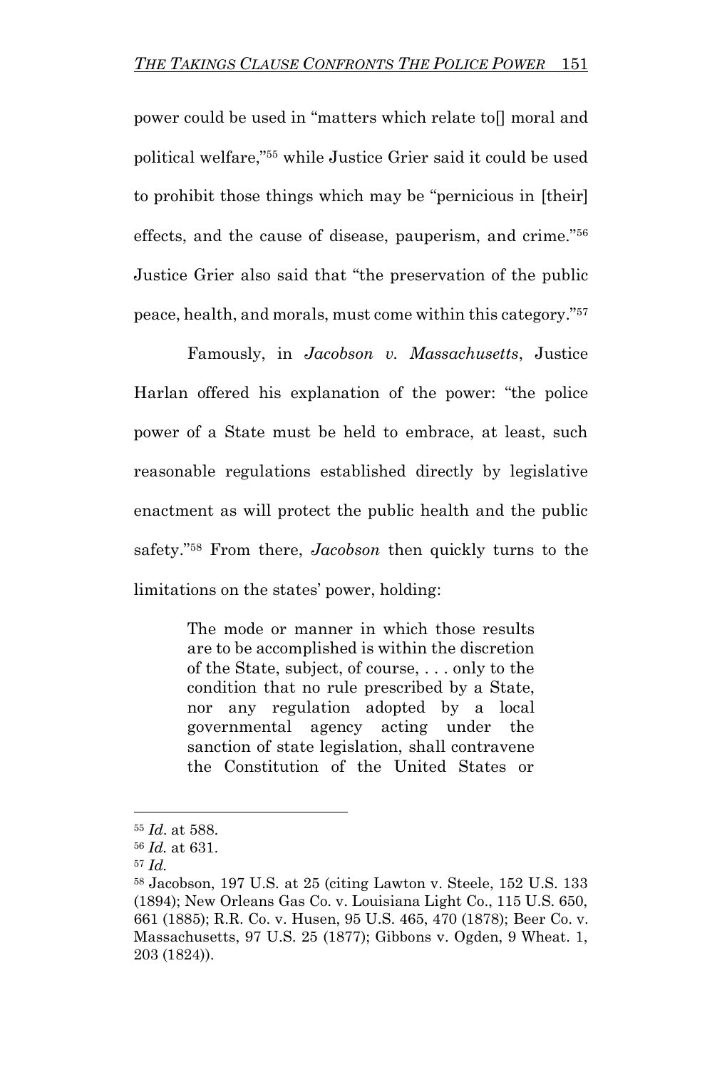power could be used in "matters which relate to[] moral and political welfare,"[55] while Justice Grier said it could be used to prohibit those things which may be "pernicious in [their] effects, and the cause of disease, pauperism, and crime."[56] Justice Grier also said that "the preservation of the public peace, health, and morals, must come within this category."[57]

Famously, in *Jacobson v. Massachusetts*, Justice Harlan offered his explanation of the power: "the police power of a State must be held to embrace, at least, such reasonable regulations established directly by legislative enactment as will protect the public health and the public safety."[58] From there, *Jacobson* then quickly turns to the limitations on the states' power, holding:

> The mode or manner in which those results are to be accomplished is within the discretion of the State, subject, of course, . . . only to the condition that no rule prescribed by a State, nor any regulation adopted by a local governmental agency acting under the sanction of state legislation, shall contravene the Constitution of the United States or

---

[55] *Id.* at 588.

[56] *Id.* at 631.

[57] *Id.*

[58] Jacobson, 197 U.S. at 25 (citing Lawton v. Steele, 152 U.S. 133 (1894); New Orleans Gas Co. v. Louisiana Light Co., 115 U.S. 650, 661 (1885); R.R. Co. v. Husen, 95 U.S. 465, 470 (1878); Beer Co. v. Massachusetts, 97 U.S. 25 (1877); Gibbons v. Ogden, 9 Wheat. 1, 203 (1824)).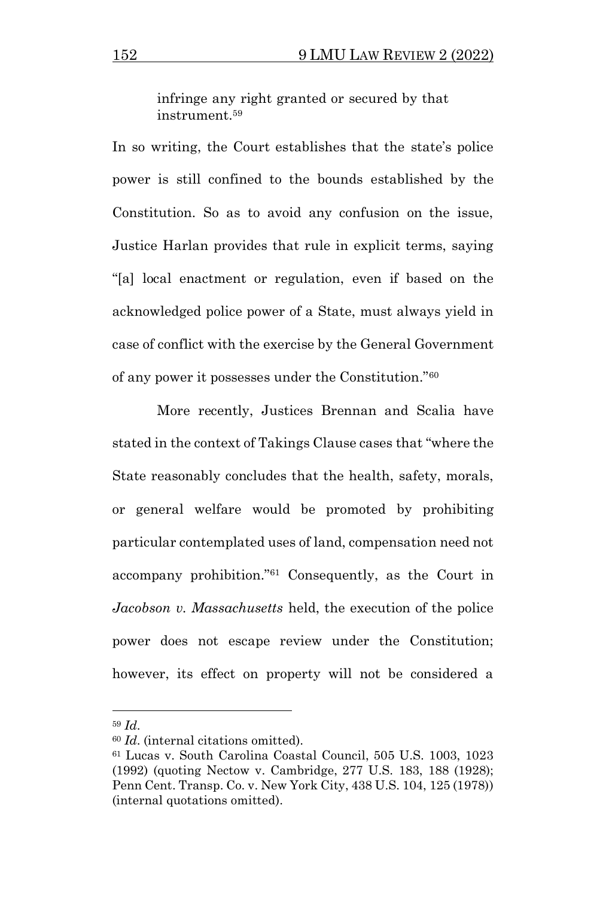> infringe any right granted or secured by that instrument.[59]

In so writing, the Court establishes that the state's police power is still confined to the bounds established by the Constitution. So as to avoid any confusion on the issue, Justice Harlan provides that rule in explicit terms, saying "[a] local enactment or regulation, even if based on the acknowledged police power of a State, must always yield in case of conflict with the exercise by the General Government of any power it possesses under the Constitution."[60]

More recently, Justices Brennan and Scalia have stated in the context of Takings Clause cases that "where the State reasonably concludes that the health, safety, morals, or general welfare would be promoted by prohibiting particular contemplated uses of land, compensation need not accompany prohibition."[61] Consequently, as the Court in *Jacobson v. Massachusetts* held, the execution of the police power does not escape review under the Constitution; however, its effect on property will not be considered a

---

[59] *Id.*

[60] *Id.* (internal citations omitted).

[61] Lucas v. South Carolina Coastal Council, 505 U.S. 1003, 1023 (1992) (quoting Nectow v. Cambridge, 277 U.S. 183, 188 (1928); Penn Cent. Transp. Co. v. New York City, 438 U.S. 104, 125 (1978)) (internal quotations omitted).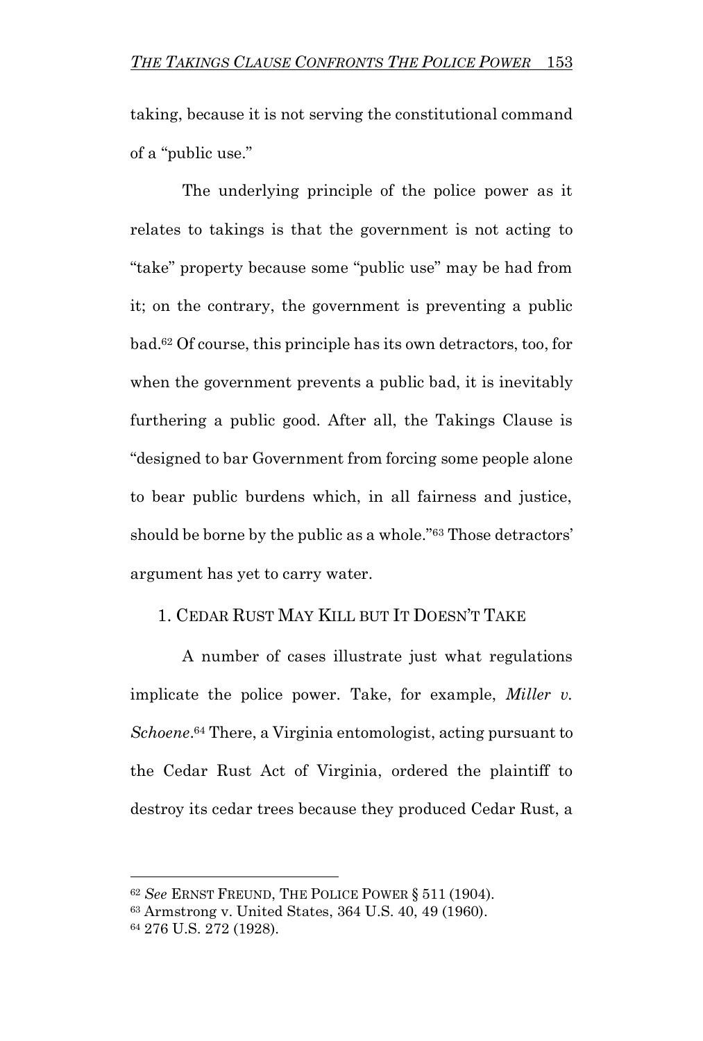taking, because it is not serving the constitutional command of a "public use."

The underlying principle of the police power as it relates to takings is that the government is not acting to "take" property because some "public use" may be had from it; on the contrary, the government is preventing a public bad.[62] Of course, this principle has its own detractors, too, for when the government prevents a public bad, it is inevitably furthering a public good. After all, the Takings Clause is "designed to bar Government from forcing some people alone to bear public burdens which, in all fairness and justice, should be borne by the public as a whole."[63] Those detractors' argument has yet to carry water.

### 1. CEDAR RUST MAY KILL BUT IT DOESN'T TAKE

A number of cases illustrate just what regulations implicate the police power. Take, for example, *Miller v. Schoene*.[64] There, a Virginia entomologist, acting pursuant to the Cedar Rust Act of Virginia, ordered the plaintiff to destroy its cedar trees because they produced Cedar Rust, a

---

[62] *See* ERNST FREUND, THE POLICE POWER § 511 (1904).

[63] Armstrong v. United States, 364 U.S. 40, 49 (1960).

[64] 276 U.S. 272 (1928).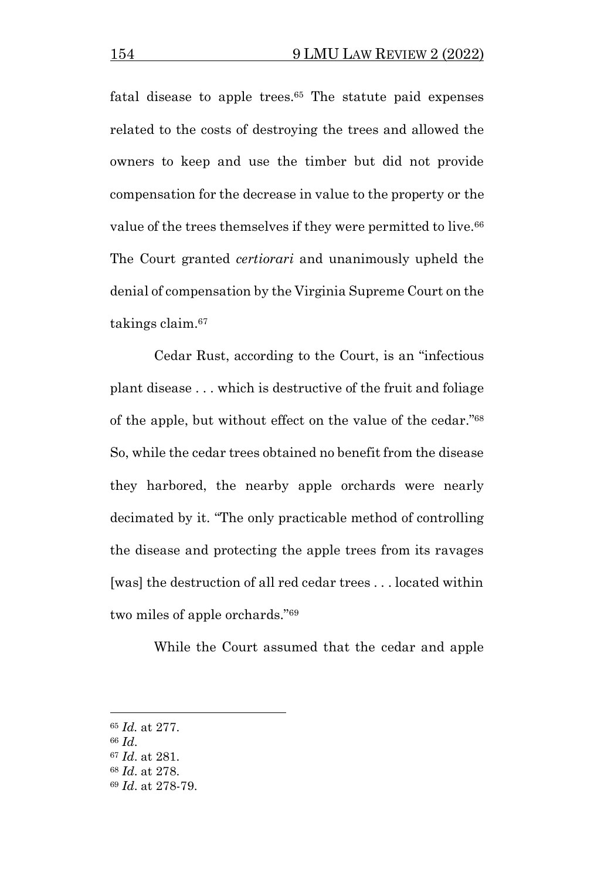fatal disease to apple trees.[65] The statute paid expenses related to the costs of destroying the trees and allowed the owners to keep and use the timber but did not provide compensation for the decrease in value to the property or the value of the trees themselves if they were permitted to live.[66] The Court granted *certiorari* and unanimously upheld the denial of compensation by the Virginia Supreme Court on the takings claim.[67]

Cedar Rust, according to the Court, is an "infectious plant disease . . . which is destructive of the fruit and foliage of the apple, but without effect on the value of the cedar."[68] So, while the cedar trees obtained no benefit from the disease they harbored, the nearby apple orchards were nearly decimated by it. "The only practicable method of controlling the disease and protecting the apple trees from its ravages [was] the destruction of all red cedar trees . . . located within two miles of apple orchards."[69]

While the Court assumed that the cedar and apple

---

[65] *Id.* at 277.

[66] *Id*.

[67] *Id*. at 281.

[68] *Id*. at 278.

[69] *Id*. at 278-79.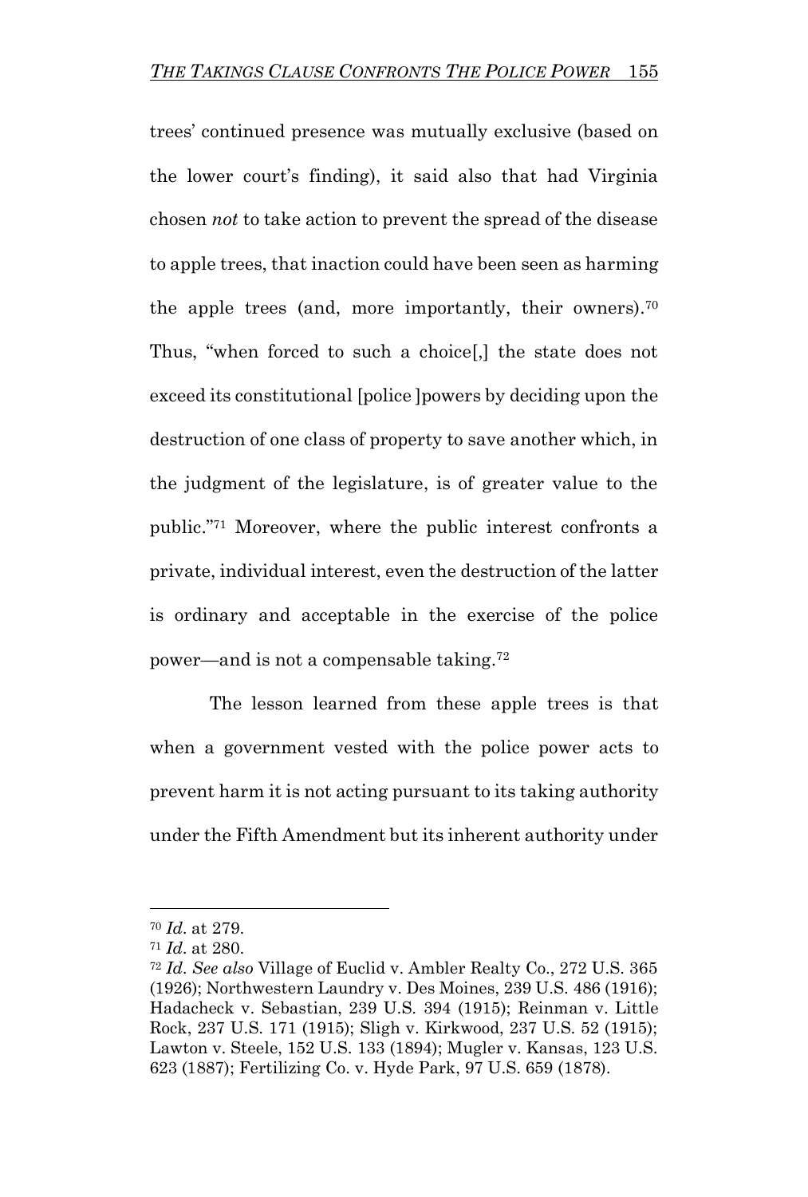trees' continued presence was mutually exclusive (based on the lower court's finding), it said also that had Virginia chosen *not* to take action to prevent the spread of the disease to apple trees, that inaction could have been seen as harming the apple trees (and, more importantly, their owners).[70] Thus, "when forced to such a choice[,] the state does not exceed its constitutional [police ]powers by deciding upon the destruction of one class of property to save another which, in the judgment of the legislature, is of greater value to the public."[71] Moreover, where the public interest confronts a private, individual interest, even the destruction of the latter is ordinary and acceptable in the exercise of the police power—and is not a compensable taking.[72]

The lesson learned from these apple trees is that when a government vested with the police power acts to prevent harm it is not acting pursuant to its taking authority under the Fifth Amendment but its inherent authority under

---

[70] *Id*. at 279.

[71] *Id*. at 280.

[72] *Id*. *See also* Village of Euclid v. Ambler Realty Co., 272 U.S. 365 (1926); Northwestern Laundry v. Des Moines, 239 U.S. 486 (1916); Hadacheck v. Sebastian, 239 U.S. 394 (1915); Reinman v. Little Rock, 237 U.S. 171 (1915); Sligh v. Kirkwood, 237 U.S. 52 (1915); Lawton v. Steele, 152 U.S. 133 (1894); Mugler v. Kansas, 123 U.S. 623 (1887); Fertilizing Co. v. Hyde Park, 97 U.S. 659 (1878).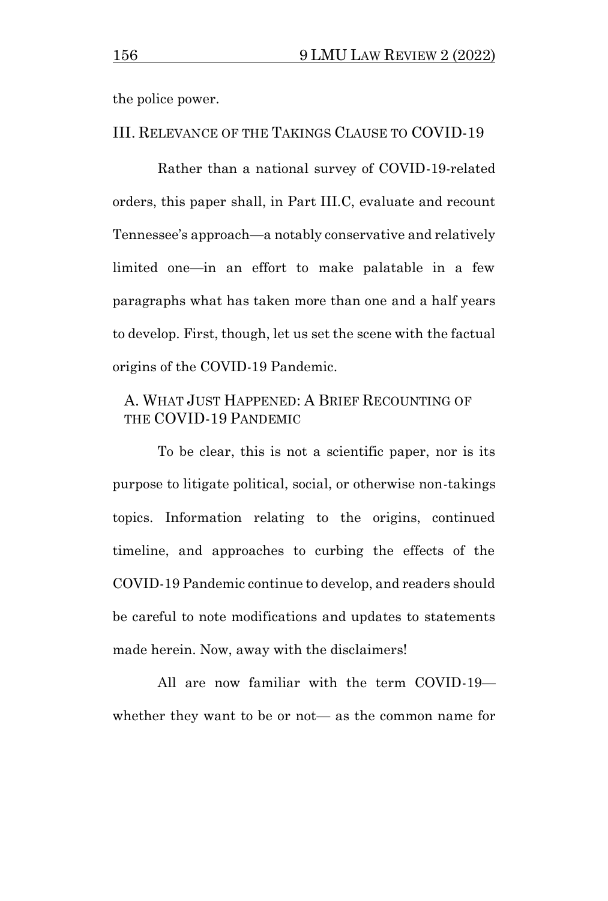the police power.

## III. Relevance of the Takings Clause to COVID-19

Rather than a national survey of COVID-19-related orders, this paper shall, in Part III.C, evaluate and recount Tennessee's approach—a notably conservative and relatively limited one—in an effort to make palatable in a few paragraphs what has taken more than one and a half years to develop. First, though, let us set the scene with the factual origins of the COVID-19 Pandemic.

### A. What Just Happened: A Brief Recounting of the COVID-19 Pandemic

To be clear, this is not a scientific paper, nor is its purpose to litigate political, social, or otherwise non-takings topics. Information relating to the origins, continued timeline, and approaches to curbing the effects of the COVID-19 Pandemic continue to develop, and readers should be careful to note modifications and updates to statements made herein. Now, away with the disclaimers!

All are now familiar with the term COVID-19—whether they want to be or not— as the common name for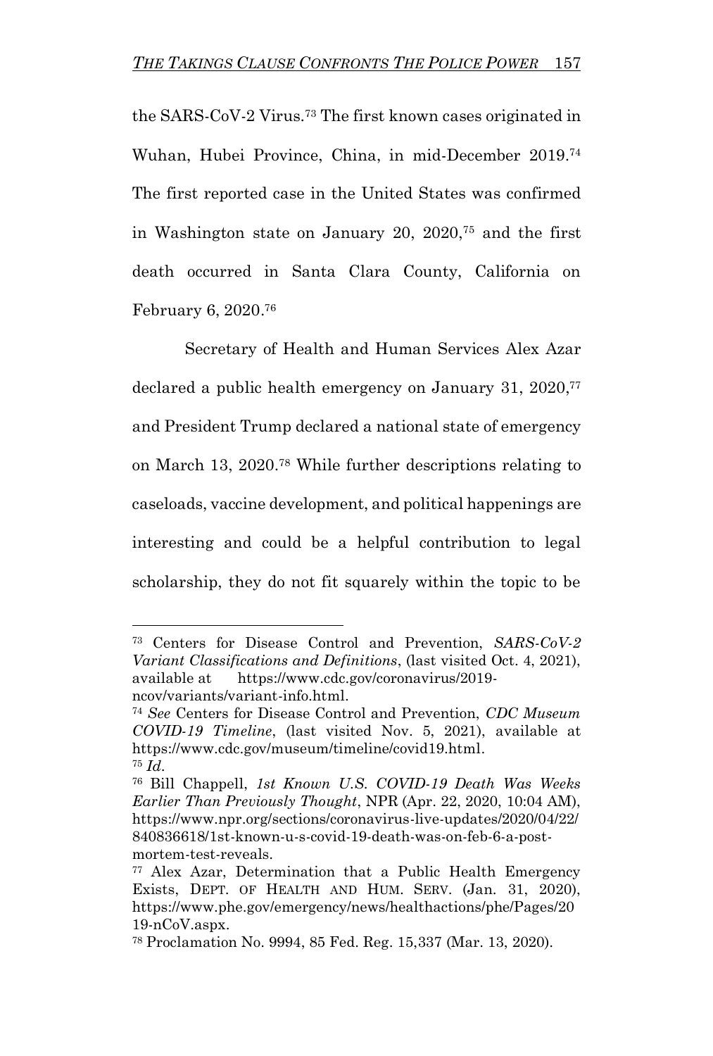the SARS-CoV-2 Virus.[73] The first known cases originated in Wuhan, Hubei Province, China, in mid-December 2019.[74] The first reported case in the United States was confirmed in Washington state on January 20, 2020,[75] and the first death occurred in Santa Clara County, California on February 6, 2020.[76]

Secretary of Health and Human Services Alex Azar declared a public health emergency on January 31, 2020,[77] and President Trump declared a national state of emergency on March 13, 2020.[78] While further descriptions relating to caseloads, vaccine development, and political happenings are interesting and could be a helpful contribution to legal scholarship, they do not fit squarely within the topic to be

---

[73] Centers for Disease Control and Prevention, *SARS-CoV-2 Variant Classifications and Definitions*, (last visited Oct. 4, 2021), available at https://www.cdc.gov/coronavirus/2019-ncov/variants/variant-info.html.

[74] *See* Centers for Disease Control and Prevention, *CDC Museum COVID-19 Timeline*, (last visited Nov. 5, 2021), available at https://www.cdc.gov/museum/timeline/covid19.html.

[75] *Id*.

[76] Bill Chappell, *1st Known U.S. COVID-19 Death Was Weeks Earlier Than Previously Thought*, NPR (Apr. 22, 2020, 10:04 AM), https://www.npr.org/sections/coronavirus-live-updates/2020/04/22/840836618/1st-known-u-s-covid-19-death-was-on-feb-6-a-post-mortem-test-reveals.

[77] Alex Azar, Determination that a Public Health Emergency Exists, DEPT. OF HEALTH AND HUM. SERV. (Jan. 31, 2020), https://www.phe.gov/emergency/news/healthactions/phe/Pages/2019-nCoV.aspx.

[78] Proclamation No. 9994, 85 Fed. Reg. 15,337 (Mar. 13, 2020).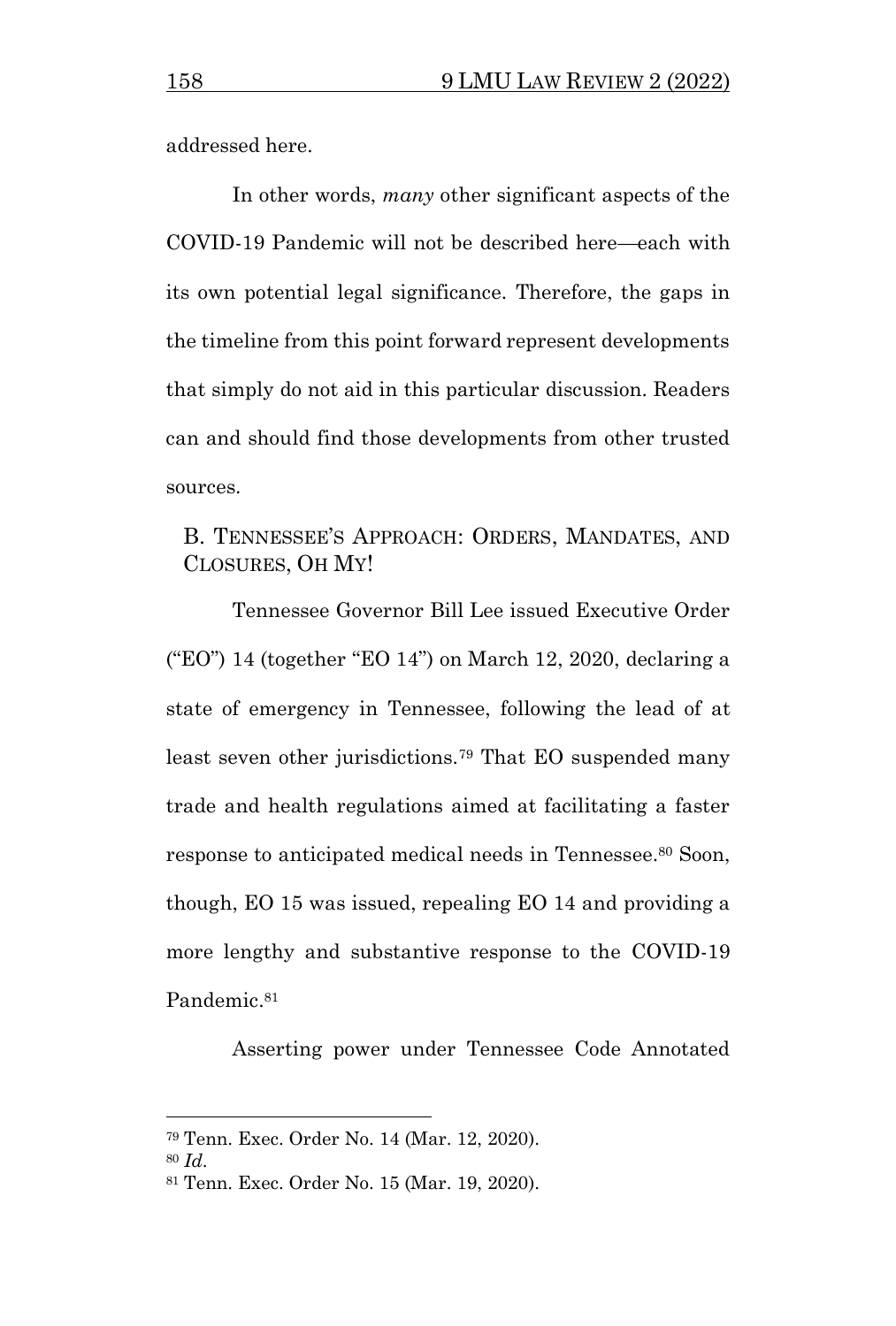addressed here.

In other words, *many* other significant aspects of the COVID-19 Pandemic will not be described here—each with its own potential legal significance. Therefore, the gaps in the timeline from this point forward represent developments that simply do not aid in this particular discussion. Readers can and should find those developments from other trusted sources.

### B. Tennessee's Approach: Orders, Mandates, and Closures, Oh My!

Tennessee Governor Bill Lee issued Executive Order ("EO") 14 (together "EO 14") on March 12, 2020, declaring a state of emergency in Tennessee, following the lead of at least seven other jurisdictions.[79] That EO suspended many trade and health regulations aimed at facilitating a faster response to anticipated medical needs in Tennessee.[80] Soon, though, EO 15 was issued, repealing EO 14 and providing a more lengthy and substantive response to the COVID-19 Pandemic.[81]

Asserting power under Tennessee Code Annotated

---

[79] Tenn. Exec. Order No. 14 (Mar. 12, 2020).

[80] *Id.*

[81] Tenn. Exec. Order No. 15 (Mar. 19, 2020).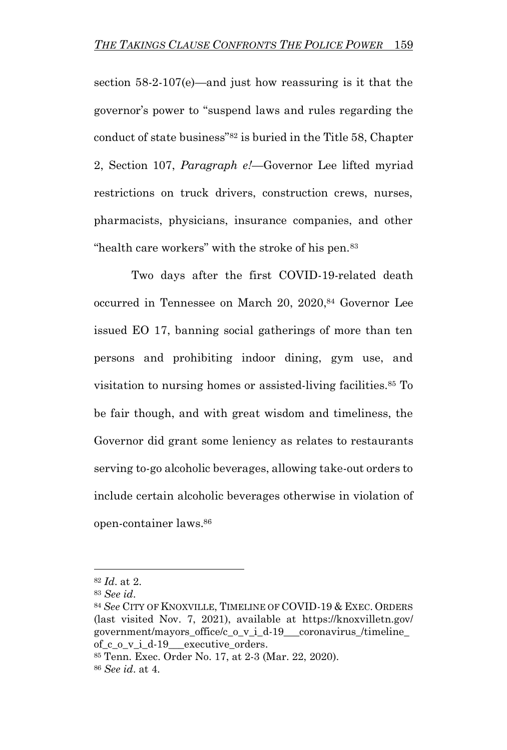section 58-2-107(e)—and just how reassuring is it that the governor's power to "suspend laws and rules regarding the conduct of state business"[82] is buried in the Title 58, Chapter 2, Section 107, *Paragraph e!*—Governor Lee lifted myriad restrictions on truck drivers, construction crews, nurses, pharmacists, physicians, insurance companies, and other "health care workers" with the stroke of his pen.[83]

Two days after the first COVID-19-related death occurred in Tennessee on March 20, 2020,[84] Governor Lee issued EO 17, banning social gatherings of more than ten persons and prohibiting indoor dining, gym use, and visitation to nursing homes or assisted-living facilities.[85] To be fair though, and with great wisdom and timeliness, the Governor did grant some leniency as relates to restaurants serving to-go alcoholic beverages, allowing take-out orders to include certain alcoholic beverages otherwise in violation of open-container laws.[86]

---

[82] *Id.* at 2.

[83] *See id.*

[84] *See* CITY OF KNOXVILLE, TIMELINE OF COVID-19 & EXEC. ORDERS (last visited Nov. 7, 2021), available at https://knoxvilletn.gov/government/mayors_office/c_o_v_i_d-19___coronavirus_/timeline_of_c_o_v_i_d-19___executive_orders.

[85] Tenn. Exec. Order No. 17, at 2-3 (Mar. 22, 2020).

[86] *See id.* at 4.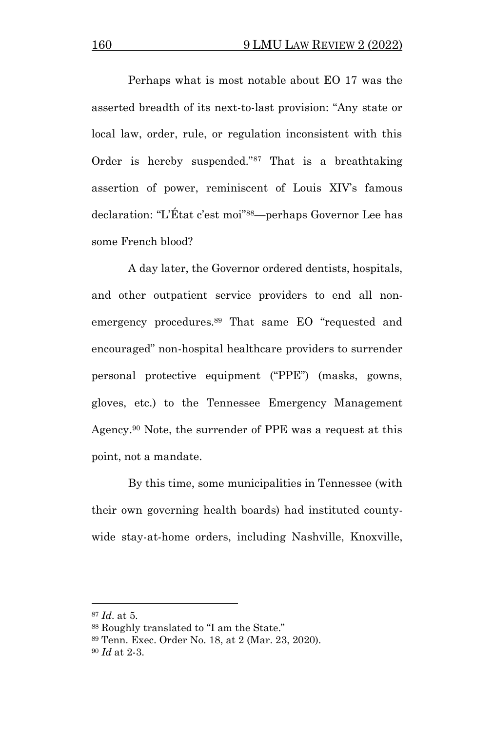Perhaps what is most notable about EO 17 was the asserted breadth of its next-to-last provision: "Any state or local law, order, rule, or regulation inconsistent with this Order is hereby suspended."[87] That is a breathtaking assertion of power, reminiscent of Louis XIV's famous declaration: "L'État c'est moi"[88]—perhaps Governor Lee has some French blood?

A day later, the Governor ordered dentists, hospitals, and other outpatient service providers to end all non-emergency procedures.[89] That same EO "requested and encouraged" non-hospital healthcare providers to surrender personal protective equipment ("PPE") (masks, gowns, gloves, etc.) to the Tennessee Emergency Management Agency.[90] Note, the surrender of PPE was a request at this point, not a mandate.

By this time, some municipalities in Tennessee (with their own governing health boards) had instituted county-wide stay-at-home orders, including Nashville, Knoxville,

---

[87] *Id*. at 5.

[88] Roughly translated to "I am the State."

[89] Tenn. Exec. Order No. 18, at 2 (Mar. 23, 2020).

[90] *Id* at 2-3.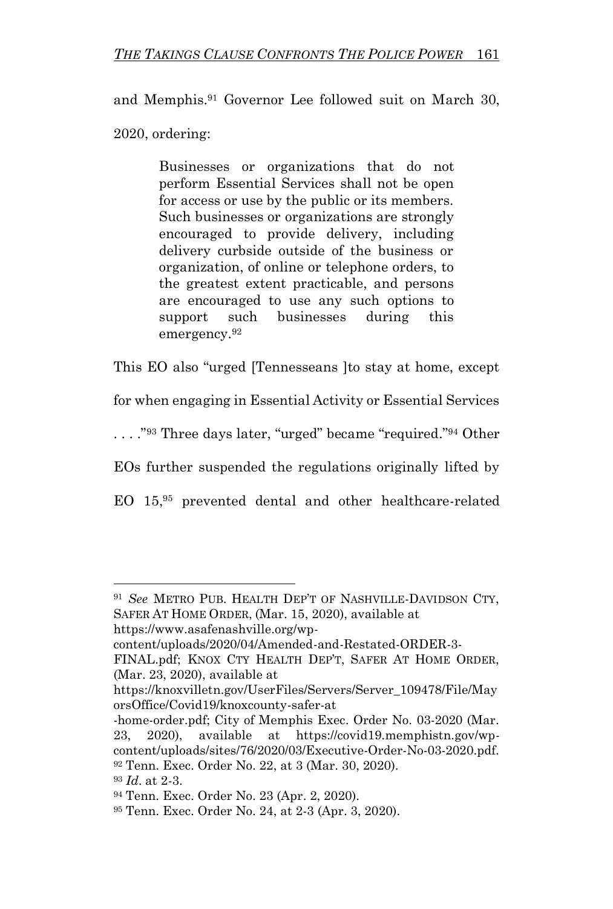and Memphis.[91] Governor Lee followed suit on March 30, 2020, ordering:

> Businesses or organizations that do not perform Essential Services shall not be open for access or use by the public or its members. Such businesses or organizations are strongly encouraged to provide delivery, including delivery curbside outside of the business or organization, of online or telephone orders, to the greatest extent practicable, and persons are encouraged to use any such options to support such businesses during this emergency.[92]

This EO also "urged [Tennesseans ]to stay at home, except for when engaging in Essential Activity or Essential Services . . . ."[93] Three days later, "urged" became "required."[94] Other EOs further suspended the regulations originally lifted by EO 15,[95] prevented dental and other healthcare-related

---

[91] *See* METRO PUB. HEALTH DEP'T OF NASHVILLE-DAVIDSON CTY, SAFER AT HOME ORDER, (Mar. 15, 2020), available at https://www.asafenashville.org/wp-content/uploads/2020/04/Amended-and-Restated-ORDER-3-FINAL.pdf; KNOX CTY HEALTH DEP'T, SAFER AT HOME ORDER, (Mar. 23, 2020), available at https://knoxvilletn.gov/UserFiles/Servers/Server_109478/File/MayorsOffice/Covid19/knoxcounty-safer-at-home-order.pdf; City of Memphis Exec. Order No. 03-2020 (Mar. 23, 2020), available at https://covid19.memphistn.gov/wp-content/uploads/sites/76/2020/03/Executive-Order-No-03-2020.pdf.

[92] Tenn. Exec. Order No. 22, at 3 (Mar. 30, 2020).

[93] *Id.* at 2-3.

[94] Tenn. Exec. Order No. 23 (Apr. 2, 2020).

[95] Tenn. Exec. Order No. 24, at 2-3 (Apr. 3, 2020).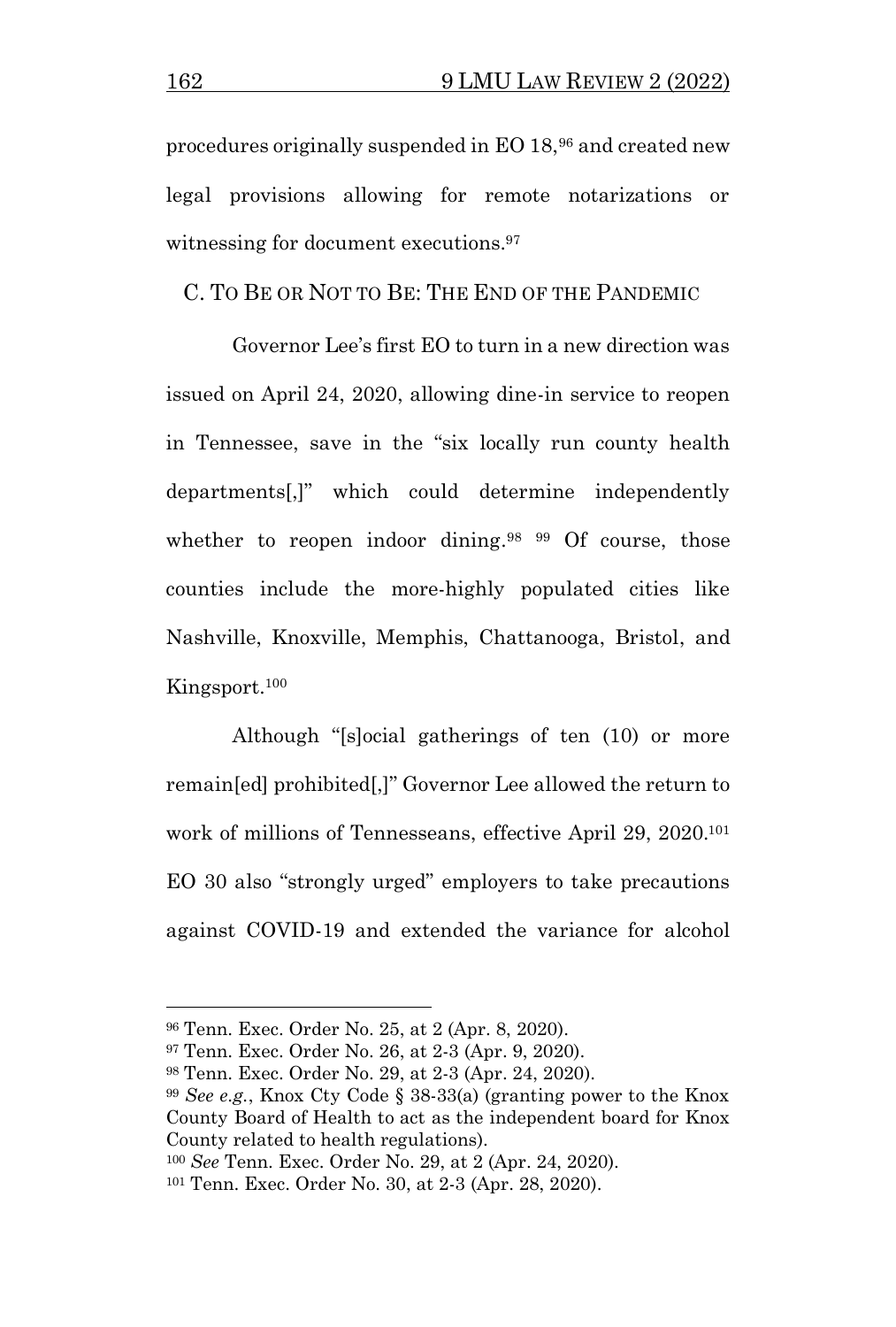procedures originally suspended in EO 18,[96] and created new legal provisions allowing for remote notarizations or witnessing for document executions.[97]

### C. To Be or Not to Be: The End of the Pandemic

Governor Lee's first EO to turn in a new direction was issued on April 24, 2020, allowing dine-in service to reopen in Tennessee, save in the "six locally run county health departments[,]" which could determine independently whether to reopen indoor dining.[98] [99] Of course, those counties include the more-highly populated cities like Nashville, Knoxville, Memphis, Chattanooga, Bristol, and Kingsport.[100]

Although "[s]ocial gatherings of ten (10) or more remain[ed] prohibited[,]" Governor Lee allowed the return to work of millions of Tennesseans, effective April 29, 2020.[101] EO 30 also "strongly urged" employers to take precautions against COVID-19 and extended the variance for alcohol

---

[96] Tenn. Exec. Order No. 25, at 2 (Apr. 8, 2020).

[97] Tenn. Exec. Order No. 26, at 2-3 (Apr. 9, 2020).

[98] Tenn. Exec. Order No. 29, at 2-3 (Apr. 24, 2020).

[99] *See e.g.*, Knox Cty Code § 38-33(a) (granting power to the Knox County Board of Health to act as the independent board for Knox County related to health regulations).

[100] *See* Tenn. Exec. Order No. 29, at 2 (Apr. 24, 2020).

[101] Tenn. Exec. Order No. 30, at 2-3 (Apr. 28, 2020).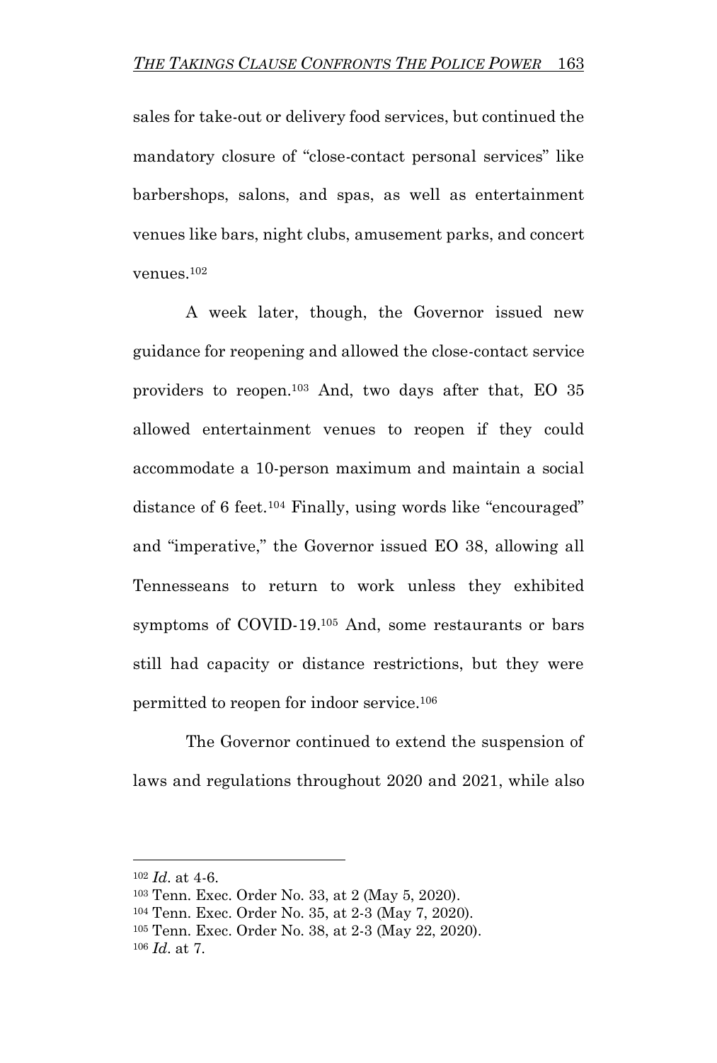sales for take-out or delivery food services, but continued the mandatory closure of "close-contact personal services" like barbershops, salons, and spas, as well as entertainment venues like bars, night clubs, amusement parks, and concert venues.[102]

A week later, though, the Governor issued new guidance for reopening and allowed the close-contact service providers to reopen.[103] And, two days after that, EO 35 allowed entertainment venues to reopen if they could accommodate a 10-person maximum and maintain a social distance of 6 feet.[104] Finally, using words like "encouraged" and "imperative," the Governor issued EO 38, allowing all Tennesseans to return to work unless they exhibited symptoms of COVID-19.[105] And, some restaurants or bars still had capacity or distance restrictions, but they were permitted to reopen for indoor service.[106]

The Governor continued to extend the suspension of laws and regulations throughout 2020 and 2021, while also

---

[102] *Id.* at 4-6.

[103] Tenn. Exec. Order No. 33, at 2 (May 5, 2020).

[104] Tenn. Exec. Order No. 35, at 2-3 (May 7, 2020).

[105] Tenn. Exec. Order No. 38, at 2-3 (May 22, 2020).

[106] *Id.* at 7.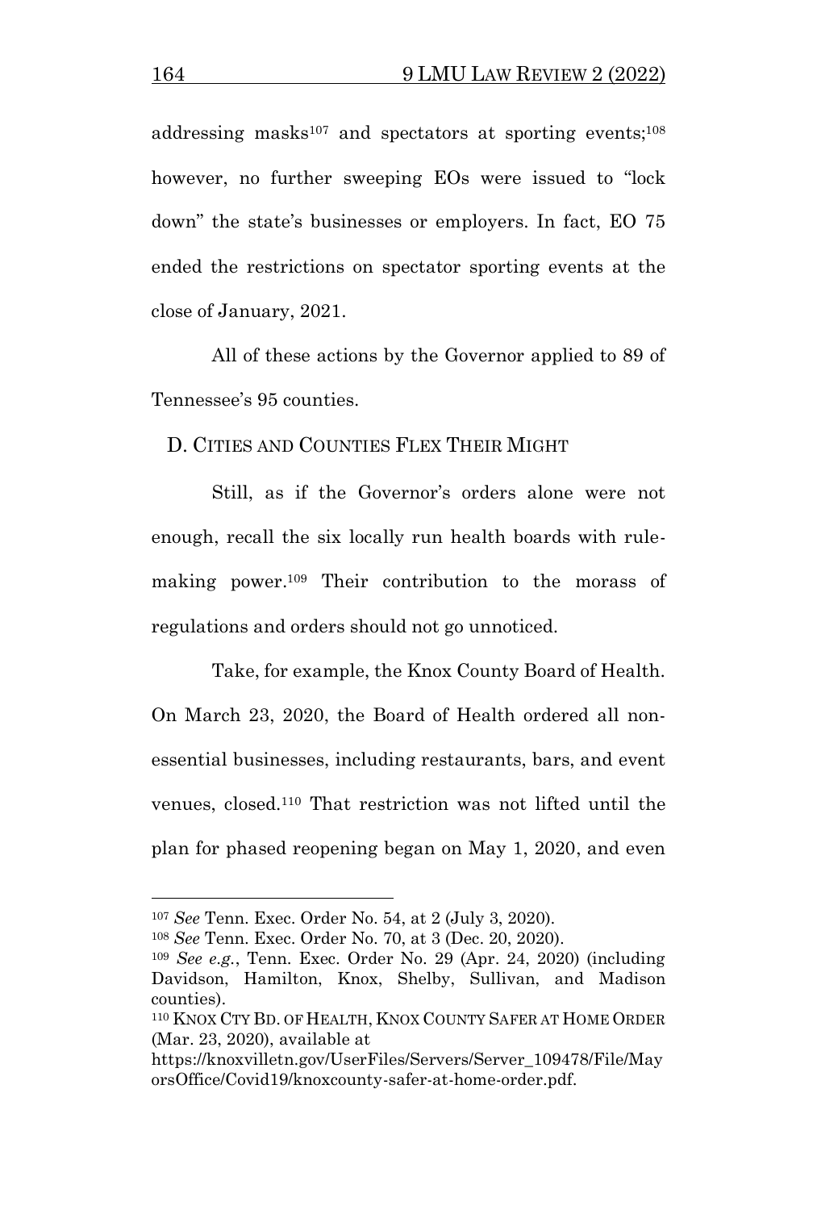addressing masks[107] and spectators at sporting events;[108] however, no further sweeping EOs were issued to "lock down" the state's businesses or employers. In fact, EO 75 ended the restrictions on spectator sporting events at the close of January, 2021.

All of these actions by the Governor applied to 89 of Tennessee's 95 counties.

## D. CITIES AND COUNTIES FLEX THEIR MIGHT

Still, as if the Governor's orders alone were not enough, recall the six locally run health boards with rule-making power.[109] Their contribution to the morass of regulations and orders should not go unnoticed.

Take, for example, the Knox County Board of Health. On March 23, 2020, the Board of Health ordered all non-essential businesses, including restaurants, bars, and event venues, closed.[110] That restriction was not lifted until the plan for phased reopening began on May 1, 2020, and even

---

[107] *See* Tenn. Exec. Order No. 54, at 2 (July 3, 2020).

[108] *See* Tenn. Exec. Order No. 70, at 3 (Dec. 20, 2020).

[109] *See e.g.*, Tenn. Exec. Order No. 29 (Apr. 24, 2020) (including Davidson, Hamilton, Knox, Shelby, Sullivan, and Madison counties).

[110] KNOX CTY BD. OF HEALTH, KNOX COUNTY SAFER AT HOME ORDER (Mar. 23, 2020), available at https://knoxvilletn.gov/UserFiles/Servers/Server_109478/File/MayorsOffice/Covid19/knoxcounty-safer-at-home-order.pdf.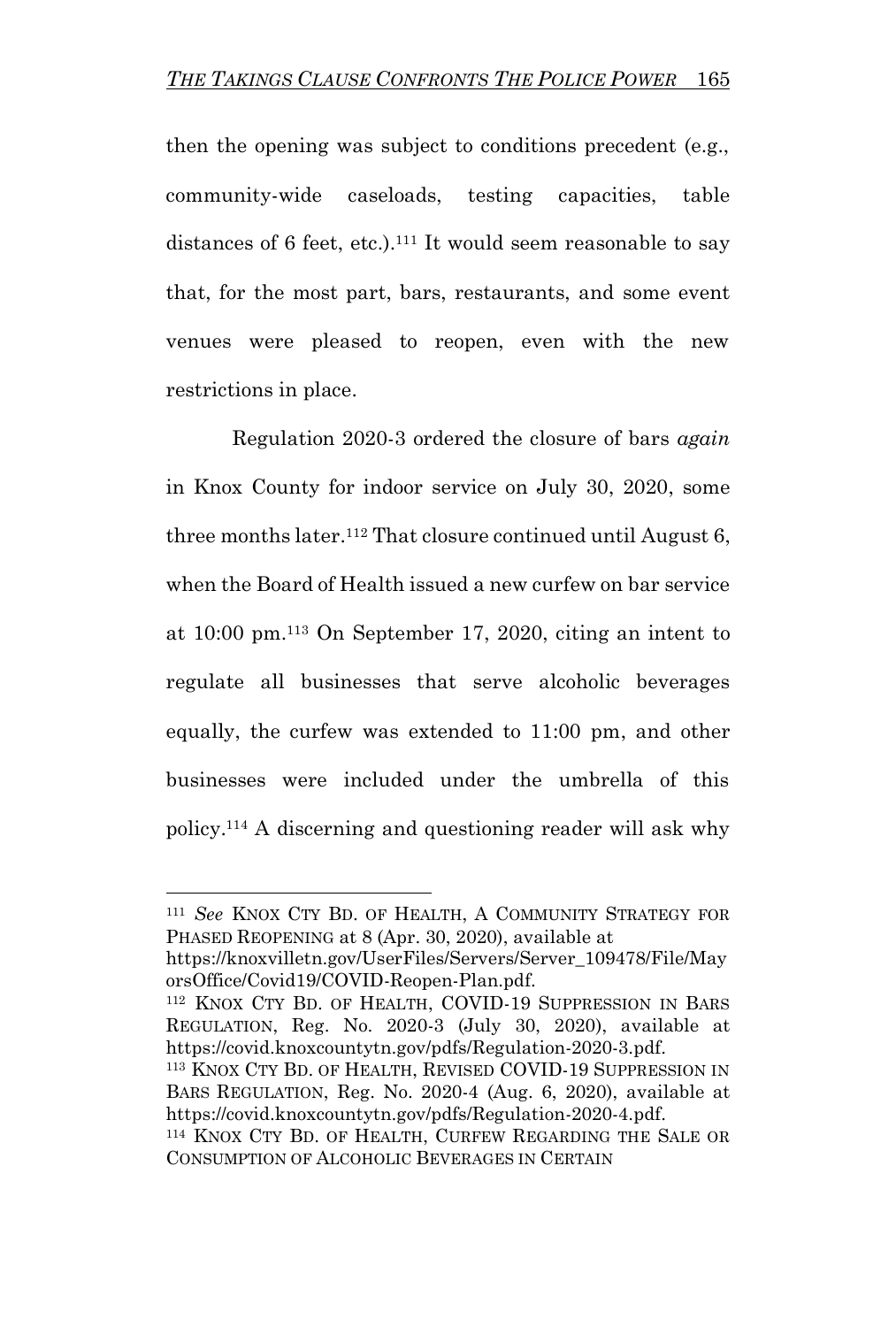then the opening was subject to conditions precedent (e.g., community-wide caseloads, testing capacities, table distances of 6 feet, etc.).[111] It would seem reasonable to say that, for the most part, bars, restaurants, and some event venues were pleased to reopen, even with the new restrictions in place.

Regulation 2020-3 ordered the closure of bars *again* in Knox County for indoor service on July 30, 2020, some three months later.[112] That closure continued until August 6, when the Board of Health issued a new curfew on bar service at 10:00 pm.[113] On September 17, 2020, citing an intent to regulate all businesses that serve alcoholic beverages equally, the curfew was extended to 11:00 pm, and other businesses were included under the umbrella of this policy.[114] A discerning and questioning reader will ask why

---

[111] *See* KNOX CTY BD. OF HEALTH, A COMMUNITY STRATEGY FOR PHASED REOPENING at 8 (Apr. 30, 2020), available at https://knoxvilletn.gov/UserFiles/Servers/Server_109478/File/MayorsOffice/Covid19/COVID-Reopen-Plan.pdf.

[112] KNOX CTY BD. OF HEALTH, COVID-19 SUPPRESSION IN BARS REGULATION, Reg. No. 2020-3 (July 30, 2020), available at https://covid.knoxcountytn.gov/pdfs/Regulation-2020-3.pdf.

[113] KNOX CTY BD. OF HEALTH, REVISED COVID-19 SUPPRESSION IN BARS REGULATION, Reg. No. 2020-4 (Aug. 6, 2020), available at https://covid.knoxcountytn.gov/pdfs/Regulation-2020-4.pdf.

[114] KNOX CTY BD. OF HEALTH, CURFEW REGARDING THE SALE OR CONSUMPTION OF ALCOHOLIC BEVERAGES IN CERTAIN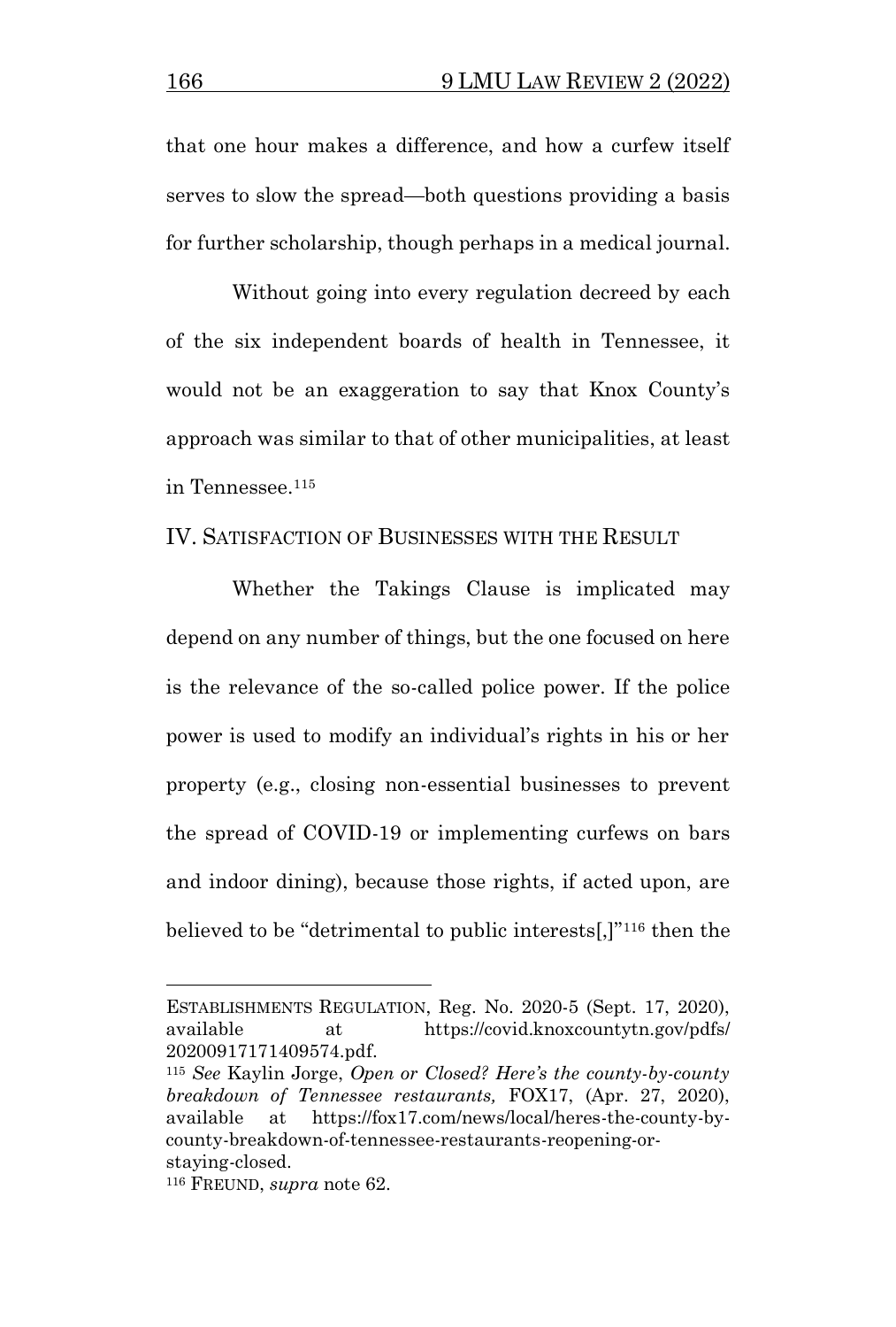that one hour makes a difference, and how a curfew itself serves to slow the spread—both questions providing a basis for further scholarship, though perhaps in a medical journal.

Without going into every regulation decreed by each of the six independent boards of health in Tennessee, it would not be an exaggeration to say that Knox County's approach was similar to that of other municipalities, at least in Tennessee.[115]

## IV. SATISFACTION OF BUSINESSES WITH THE RESULT

Whether the Takings Clause is implicated may depend on any number of things, but the one focused on here is the relevance of the so-called police power. If the police power is used to modify an individual's rights in his or her property (e.g., closing non-essential businesses to prevent the spread of COVID-19 or implementing curfews on bars and indoor dining), because those rights, if acted upon, are believed to be "detrimental to public interests[,]"[116] then the

---

ESTABLISHMENTS REGULATION, Reg. No. 2020-5 (Sept. 17, 2020), available at https://covid.knoxcountytn.gov/pdfs/20200917171409574.pdf.

[115] *See* Kaylin Jorge, *Open or Closed? Here's the county-by-county breakdown of Tennessee restaurants,* FOX17, (Apr. 27, 2020), available at https://fox17.com/news/local/heres-the-county-by-county-breakdown-of-tennessee-restaurants-reopening-or-staying-closed.

[116] FREUND, *supra* note 62.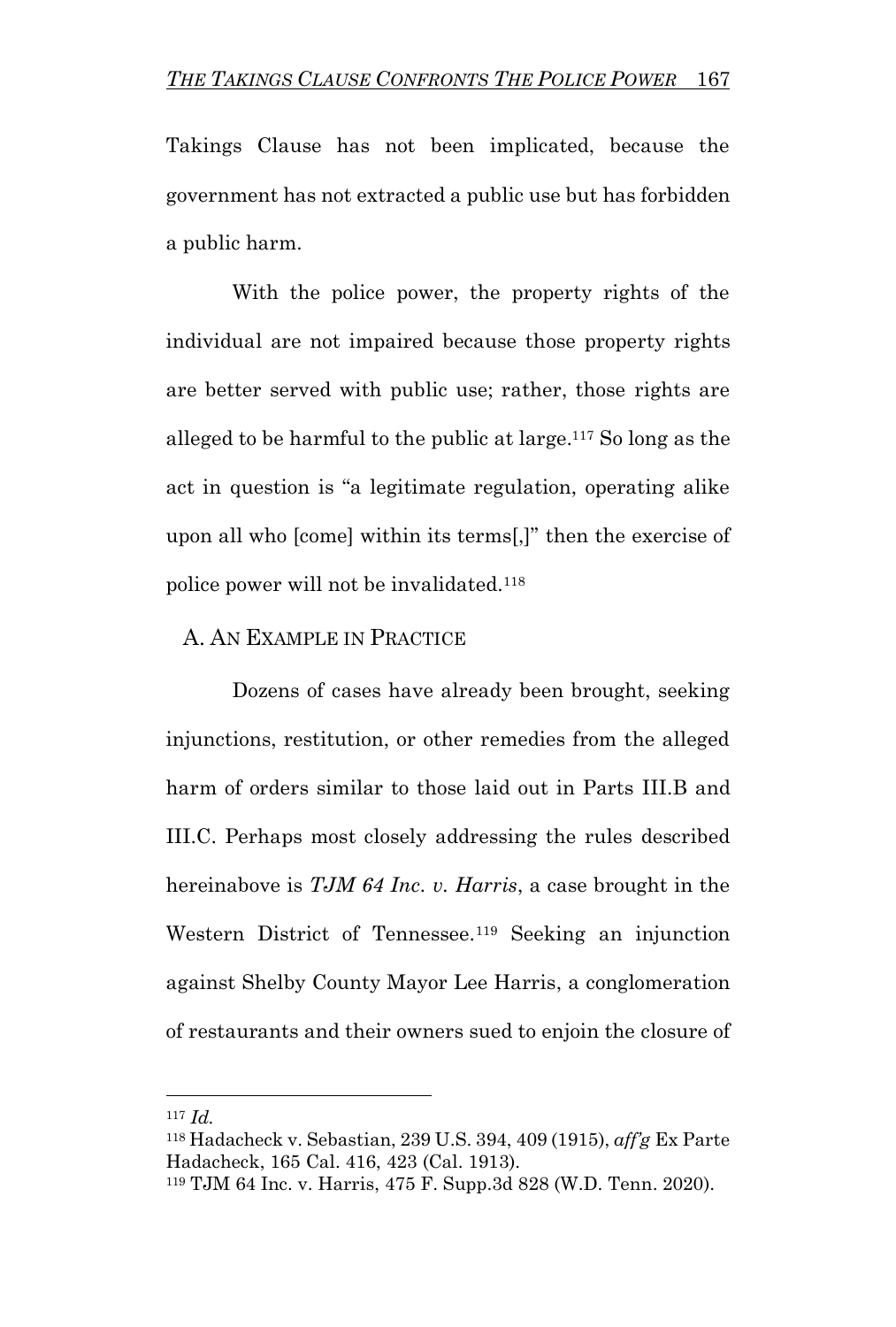Takings Clause has not been implicated, because the government has not extracted a public use but has forbidden a public harm.

With the police power, the property rights of the individual are not impaired because those property rights are better served with public use; rather, those rights are alleged to be harmful to the public at large.[117] So long as the act in question is "a legitimate regulation, operating alike upon all who [come] within its terms[,]" then the exercise of police power will not be invalidated.[118]

### A. AN EXAMPLE IN PRACTICE

Dozens of cases have already been brought, seeking injunctions, restitution, or other remedies from the alleged harm of orders similar to those laid out in Parts III.B and III.C. Perhaps most closely addressing the rules described hereinabove is *TJM 64 Inc. v. Harris*, a case brought in the Western District of Tennessee.[119] Seeking an injunction against Shelby County Mayor Lee Harris, a conglomeration of restaurants and their owners sued to enjoin the closure of

---

[117] *Id.*

[118] Hadacheck v. Sebastian, 239 U.S. 394, 409 (1915), *aff'g* Ex Parte Hadacheck, 165 Cal. 416, 423 (Cal. 1913).

[119] TJM 64 Inc. v. Harris, 475 F. Supp.3d 828 (W.D. Tenn. 2020).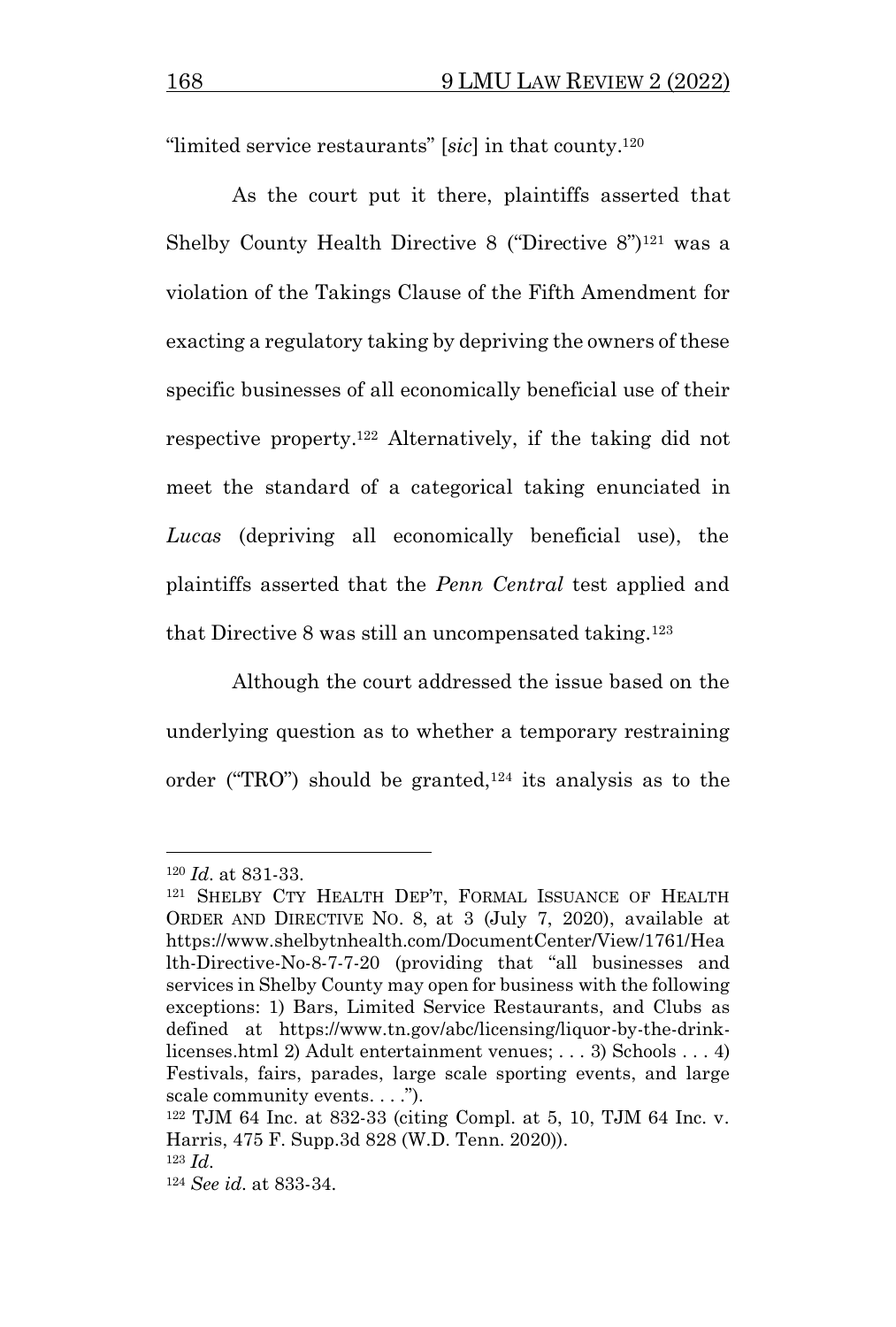"limited service restaurants" [*sic*] in that county.[120]

As the court put it there, plaintiffs asserted that Shelby County Health Directive 8 ("Directive 8")[121] was a violation of the Takings Clause of the Fifth Amendment for exacting a regulatory taking by depriving the owners of these specific businesses of all economically beneficial use of their respective property.[122] Alternatively, if the taking did not meet the standard of a categorical taking enunciated in *Lucas* (depriving all economically beneficial use), the plaintiffs asserted that the *Penn Central* test applied and that Directive 8 was still an uncompensated taking.[123]

Although the court addressed the issue based on the underlying question as to whether a temporary restraining order ("TRO") should be granted,[124] its analysis as to the

---

[120] *Id*. at 831-33.

[121] SHELBY CTY HEALTH DEP'T, FORMAL ISSUANCE OF HEALTH ORDER AND DIRECTIVE NO. 8, at 3 (July 7, 2020), available at https://www.shelbytnhealth.com/DocumentCenter/View/1761/Health-Directive-No-8-7-7-20 (providing that "all businesses and services in Shelby County may open for business with the following exceptions: 1) Bars, Limited Service Restaurants, and Clubs as defined at https://www.tn.gov/abc/licensing/liquor-by-the-drink-licenses.html 2) Adult entertainment venues; . . . 3) Schools . . . 4) Festivals, fairs, parades, large scale sporting events, and large scale community events. . . .").

[122] TJM 64 Inc. at 832-33 (citing Compl. at 5, 10, TJM 64 Inc. v. Harris, 475 F. Supp.3d 828 (W.D. Tenn. 2020)).

[123] *Id*.

[124] *See id*. at 833-34.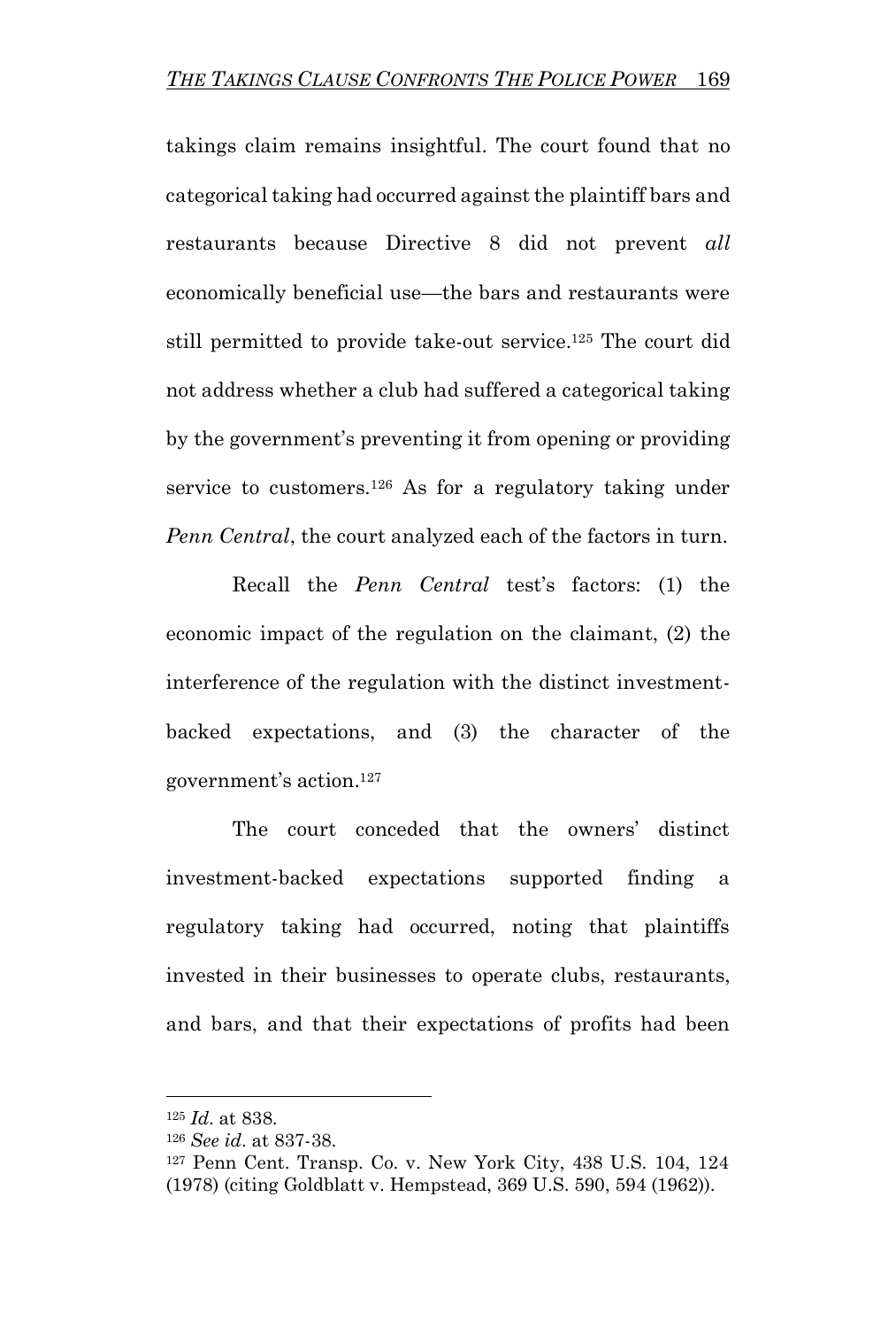takings claim remains insightful. The court found that no categorical taking had occurred against the plaintiff bars and restaurants because Directive 8 did not prevent *all* economically beneficial use—the bars and restaurants were still permitted to provide take-out service.[125] The court did not address whether a club had suffered a categorical taking by the government's preventing it from opening or providing service to customers.[126] As for a regulatory taking under *Penn Central*, the court analyzed each of the factors in turn.

Recall the *Penn Central* test's factors: (1) the economic impact of the regulation on the claimant, (2) the interference of the regulation with the distinct investment-backed expectations, and (3) the character of the government's action.[127]

The court conceded that the owners' distinct investment-backed expectations supported finding a regulatory taking had occurred, noting that plaintiffs invested in their businesses to operate clubs, restaurants, and bars, and that their expectations of profits had been

---

[125] *Id*. at 838.

[126] *See id*. at 837-38.

[127] Penn Cent. Transp. Co. v. New York City, 438 U.S. 104, 124 (1978) (citing Goldblatt v. Hempstead, 369 U.S. 590, 594 (1962)).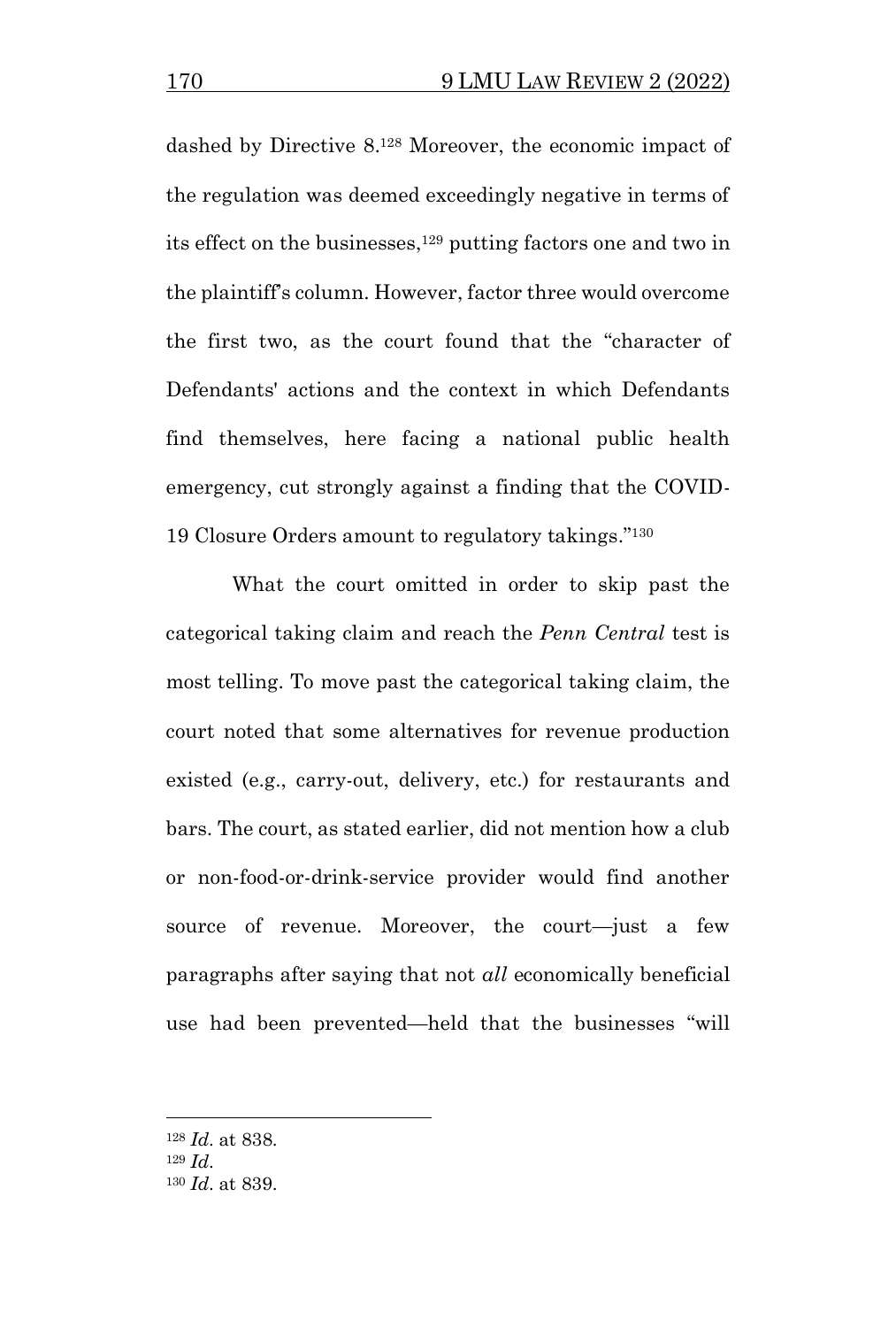dashed by Directive 8.[128] Moreover, the economic impact of the regulation was deemed exceedingly negative in terms of its effect on the businesses,[129] putting factors one and two in the plaintiff's column. However, factor three would overcome the first two, as the court found that the "character of Defendants' actions and the context in which Defendants find themselves, here facing a national public health emergency, cut strongly against a finding that the COVID-19 Closure Orders amount to regulatory takings."[130]

What the court omitted in order to skip past the categorical taking claim and reach the *Penn Central* test is most telling. To move past the categorical taking claim, the court noted that some alternatives for revenue production existed (e.g., carry-out, delivery, etc.) for restaurants and bars. The court, as stated earlier, did not mention how a club or non-food-or-drink-service provider would find another source of revenue. Moreover, the court—just a few paragraphs after saying that not *all* economically beneficial use had been prevented—held that the businesses "will

---

[128] *Id.* at 838.

[129] *Id.*

[130] *Id.* at 839.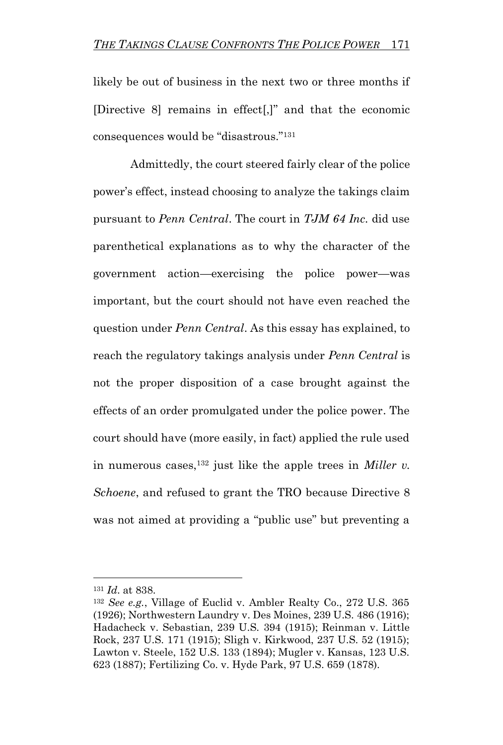likely be out of business in the next two or three months if [Directive 8] remains in effect[,]" and that the economic consequences would be "disastrous."[131]

Admittedly, the court steered fairly clear of the police power's effect, instead choosing to analyze the takings claim pursuant to *Penn Central*. The court in *TJM 64 Inc.* did use parenthetical explanations as to why the character of the government action—exercising the police power—was important, but the court should not have even reached the question under *Penn Central*. As this essay has explained, to reach the regulatory takings analysis under *Penn Central* is not the proper disposition of a case brought against the effects of an order promulgated under the police power. The court should have (more easily, in fact) applied the rule used in numerous cases,[132] just like the apple trees in *Miller v. Schoene*, and refused to grant the TRO because Directive 8 was not aimed at providing a "public use" but preventing a

---

[131] *Id.* at 838.

[132] *See e.g.*, Village of Euclid v. Ambler Realty Co., 272 U.S. 365 (1926); Northwestern Laundry v. Des Moines, 239 U.S. 486 (1916); Hadacheck v. Sebastian, 239 U.S. 394 (1915); Reinman v. Little Rock, 237 U.S. 171 (1915); Sligh v. Kirkwood, 237 U.S. 52 (1915); Lawton v. Steele, 152 U.S. 133 (1894); Mugler v. Kansas, 123 U.S. 623 (1887); Fertilizing Co. v. Hyde Park, 97 U.S. 659 (1878).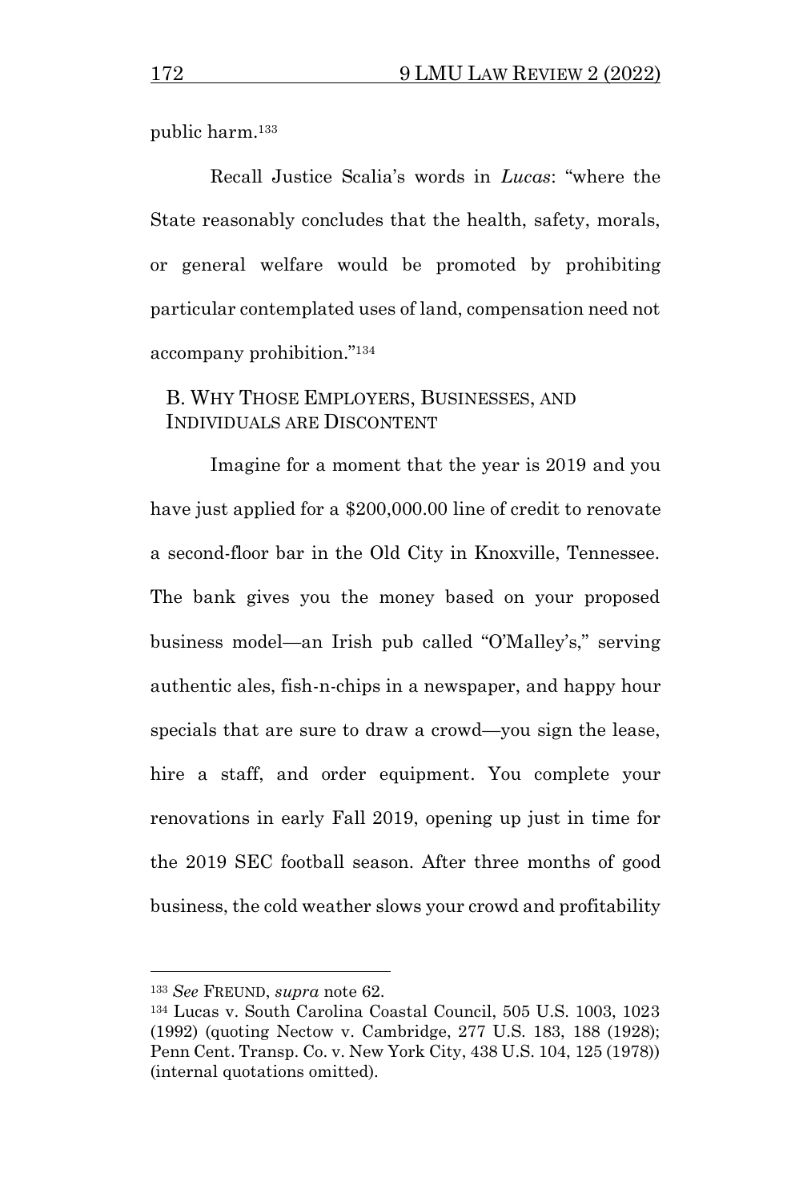public harm.[133]

Recall Justice Scalia's words in *Lucas*: "where the State reasonably concludes that the health, safety, morals, or general welfare would be promoted by prohibiting particular contemplated uses of land, compensation need not accompany prohibition."[134]

### B. Why Those Employers, Businesses, and Individuals are Discontent

Imagine for a moment that the year is 2019 and you have just applied for a $200,000.00 line of credit to renovate a second-floor bar in the Old City in Knoxville, Tennessee. The bank gives you the money based on your proposed business model—an Irish pub called "O'Malley's," serving authentic ales, fish-n-chips in a newspaper, and happy hour specials that are sure to draw a crowd—you sign the lease, hire a staff, and order equipment. You complete your renovations in early Fall 2019, opening up just in time for the 2019 SEC football season. After three months of good business, the cold weather slows your crowd and profitability

---

[133] *See* Freund, *supra* note 62.

[134] Lucas v. South Carolina Coastal Council, 505 U.S. 1003, 1023 (1992) (quoting Nectow v. Cambridge, 277 U.S. 183, 188 (1928); Penn Cent. Transp. Co. v. New York City, 438 U.S. 104, 125 (1978)) (internal quotations omitted).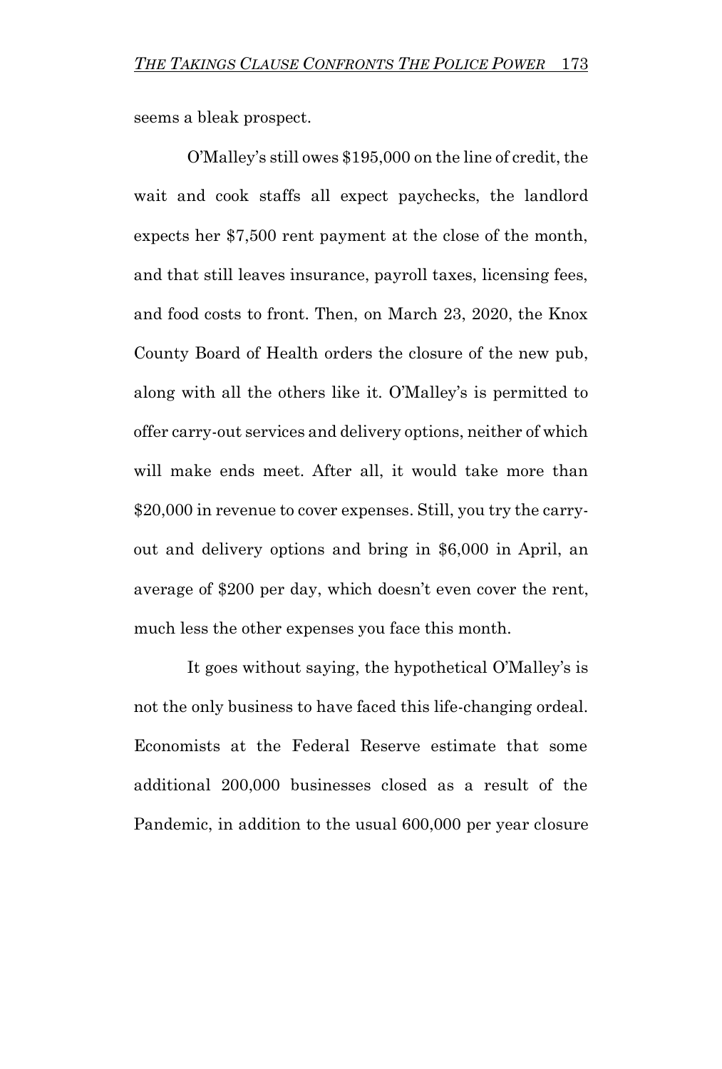seems a bleak prospect.

O'Malley's still owes $195,000 on the line of credit, the wait and cook staffs all expect paychecks, the landlord expects her $7,500 rent payment at the close of the month, and that still leaves insurance, payroll taxes, licensing fees, and food costs to front. Then, on March 23, 2020, the Knox County Board of Health orders the closure of the new pub, along with all the others like it. O'Malley's is permitted to offer carry-out services and delivery options, neither of which will make ends meet. After all, it would take more than $20,000 in revenue to cover expenses. Still, you try the carry-out and delivery options and bring in $6,000 in April, an average of $200 per day, which doesn't even cover the rent, much less the other expenses you face this month.

It goes without saying, the hypothetical O'Malley's is not the only business to have faced this life-changing ordeal. Economists at the Federal Reserve estimate that some additional 200,000 businesses closed as a result of the Pandemic, in addition to the usual 600,000 per year closure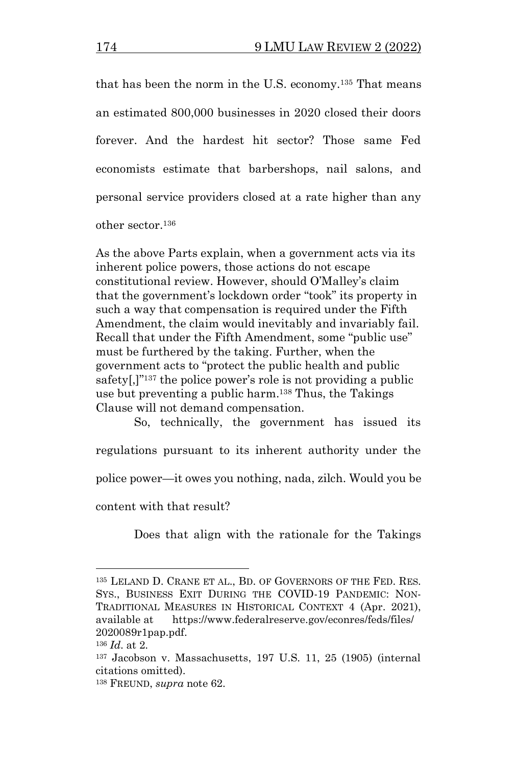that has been the norm in the U.S. economy.[135] That means an estimated 800,000 businesses in 2020 closed their doors forever. And the hardest hit sector? Those same Fed economists estimate that barbershops, nail salons, and personal service providers closed at a rate higher than any other sector.[136]

As the above Parts explain, when a government acts via its inherent police powers, those actions do not escape constitutional review. However, should O'Malley's claim that the government's lockdown order "took" its property in such a way that compensation is required under the Fifth Amendment, the claim would inevitably and invariably fail. Recall that under the Fifth Amendment, some "public use" must be furthered by the taking. Further, when the government acts to "protect the public health and public safety[,]"[137] the police power's role is not providing a public use but preventing a public harm.[138] Thus, the Takings Clause will not demand compensation.

So, technically, the government has issued its regulations pursuant to its inherent authority under the police power—it owes you nothing, nada, zilch. Would you be content with that result?

Does that align with the rationale for the Takings

---

[135] LELAND D. CRANE ET AL., BD. OF GOVERNORS OF THE FED. RES. SYS., BUSINESS EXIT DURING THE COVID-19 PANDEMIC: NON-TRADITIONAL MEASURES IN HISTORICAL CONTEXT 4 (Apr. 2021), available at https://www.federalreserve.gov/econres/feds/files/2020089r1pap.pdf.

[136] *Id.* at 2.

[137] Jacobson v. Massachusetts, 197 U.S. 11, 25 (1905) (internal citations omitted).

[138] FREUND, *supra* note 62.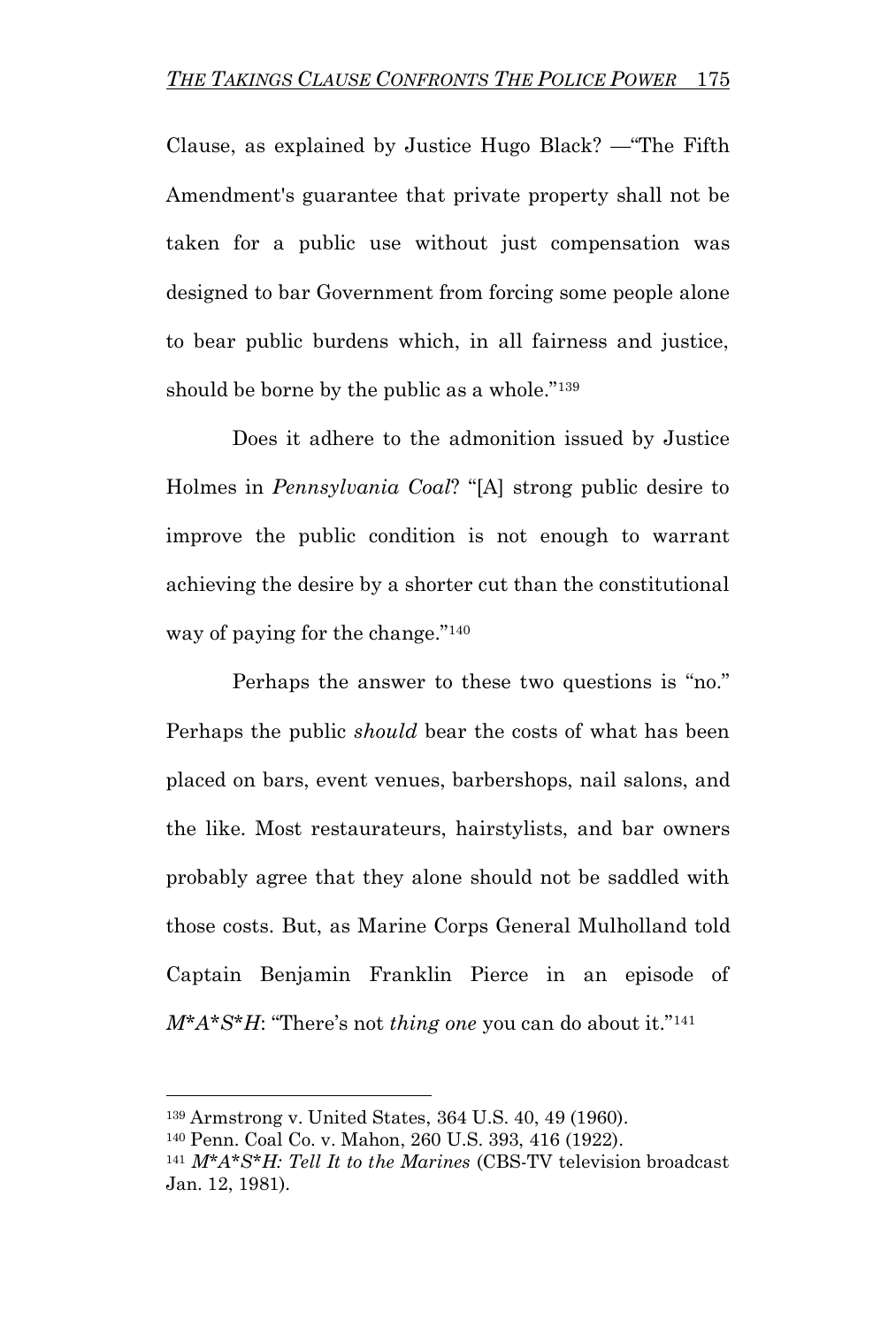Clause, as explained by Justice Hugo Black? —"The Fifth Amendment's guarantee that private property shall not be taken for a public use without just compensation was designed to bar Government from forcing some people alone to bear public burdens which, in all fairness and justice, should be borne by the public as a whole."[139]

Does it adhere to the admonition issued by Justice Holmes in *Pennsylvania Coal*? "[A] strong public desire to improve the public condition is not enough to warrant achieving the desire by a shorter cut than the constitutional way of paying for the change."[140]

Perhaps the answer to these two questions is "no." Perhaps the public *should* bear the costs of what has been placed on bars, event venues, barbershops, nail salons, and the like. Most restaurateurs, hairstylists, and bar owners probably agree that they alone should not be saddled with those costs. But, as Marine Corps General Mulholland told Captain Benjamin Franklin Pierce in an episode of *M*A*S*H*: "There's not *thing one* you can do about it."[141]

---

[139] Armstrong v. United States, 364 U.S. 40, 49 (1960).

[140] Penn. Coal Co. v. Mahon, 260 U.S. 393, 416 (1922).

[141] *M*A*S*H: Tell It to the Marines* (CBS-TV television broadcast Jan. 12, 1981).